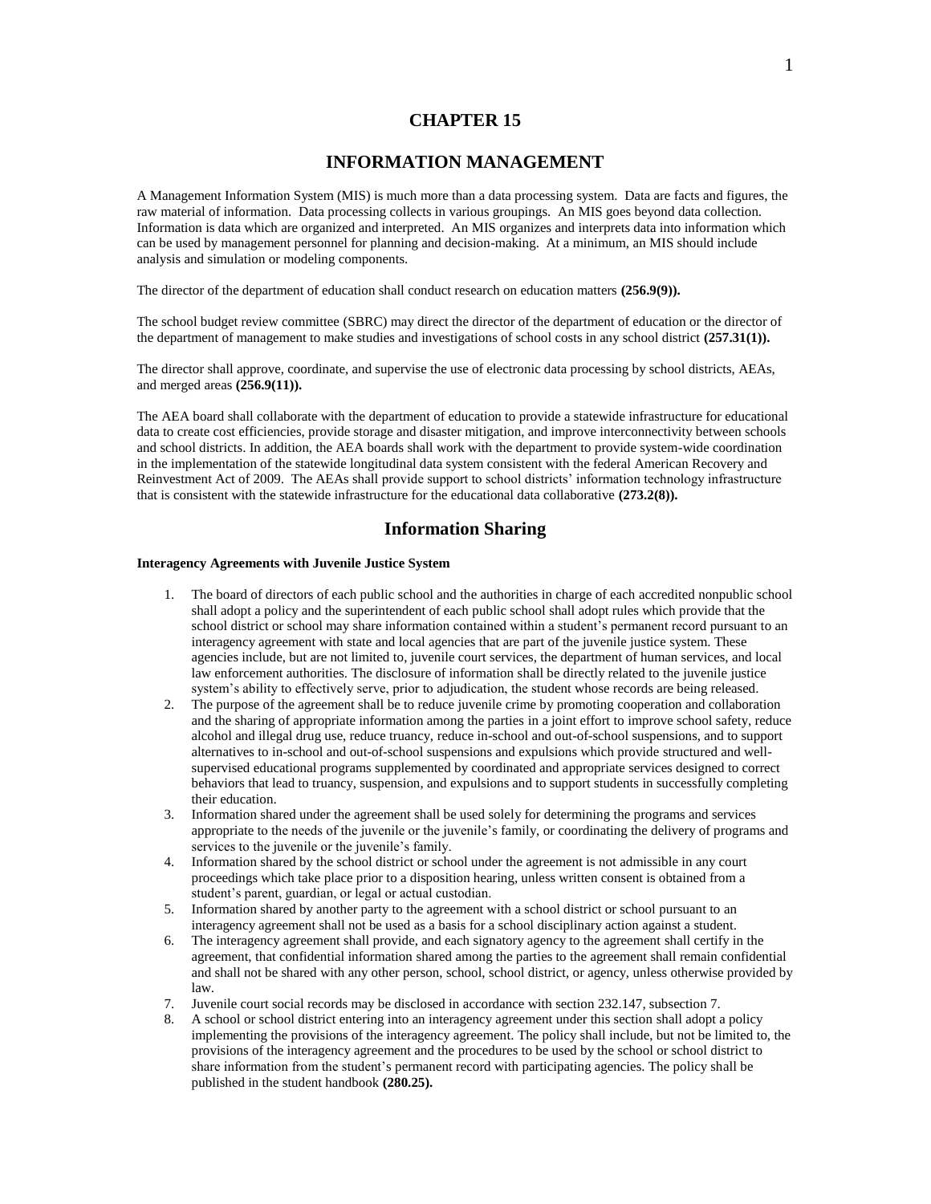# CHAPTER 15

# INFORMATION MANAGEMENT

A Management Information System (MIS) is much more than a data processing system. Data are facts and figures, the raw material of information. Data processing collects in various groupings. An MIS goes beyond data collection. Information is data which are organized and interpreted. An MIS organizes and interprets data into information which can be used by management personnel for planning and decision-making. At a minimum, an MIS should include analysis and simulation or modeling components.

The director of the department of education shall conduct research on education matters **(256.9(9)).**

The school budget review committee (SBRC) may direct the director of the department of education or the director of the department of management to make studies and investigations of school costs in any school district **(257.31(1)).**

The director shall approve, coordinate, and supervise the use of electronic data processing by school districts, AEAs, and merged areas **(256.9(11)).**

The AEA board shall collaborate with the department of education to provide a statewide infrastructure for educational data to create cost efficiencies, provide storage and disaster mitigation, and improve interconnectivity between schools and school districts. In addition, the AEA boards shall work with the department to provide system-wide coordination in the implementation of the statewide longitudinal data system consistent with the federal American Recovery and Reinvestment Act of 2009. The AEAs shall provide support to school districts' information technology infrastructure that is consistent with the statewide infrastructure for the educational data collaborative **(273.2(8)).**

## Information Sharing

#### Interagency Agreements with Juvenile Justice System

1. The board of directors of each public school and the authorities in charge of each accredited nonpublic school shall adopt a policy and the superintendent of each public school shall adopt rules which provide that the school district or school may share information contained within a student's permanent record pursuant to an interagency agreement with state and local agencies that are part of the juvenile justice system. These agencies include, but are not limited to, juvenile court services, the department of human services, and local law enforcement authorities. The disclosure of information shall be directly related to the juvenile justice system's ability to effectively serve, prior to adjudication, the student whose records are being released.
2. The purpose of the agreement shall be to reduce juvenile crime by promoting cooperation and collaboration and the sharing of appropriate information among the parties in a joint effort to improve school safety, reduce alcohol and illegal drug use, reduce truancy, reduce in-school and out-of-school suspensions, and to support alternatives to in-school and out-of-school suspensions and expulsions which provide structured and well-supervised educational programs supplemented by coordinated and appropriate services designed to correct behaviors that lead to truancy, suspension, and expulsions and to support students in successfully completing their education.
3. Information shared under the agreement shall be used solely for determining the programs and services appropriate to the needs of the juvenile or the juvenile's family, or coordinating the delivery of programs and services to the juvenile or the juvenile's family.
4. Information shared by the school district or school under the agreement is not admissible in any court proceedings which take place prior to a disposition hearing, unless written consent is obtained from a student's parent, guardian, or legal or actual custodian.
5. Information shared by another party to the agreement with a school district or school pursuant to an interagency agreement shall not be used as a basis for a school disciplinary action against a student.
6. The interagency agreement shall provide, and each signatory agency to the agreement shall certify in the agreement, that confidential information shared among the parties to the agreement shall remain confidential and shall not be shared with any other person, school, school district, or agency, unless otherwise provided by law.
7. Juvenile court social records may be disclosed in accordance with section 232.147, subsection 7.
8. A school or school district entering into an interagency agreement under this section shall adopt a policy implementing the provisions of the interagency agreement. The policy shall include, but not be limited to, the provisions of the interagency agreement and the procedures to be used by the school or school district to share information from the student's permanent record with participating agencies. The policy shall be published in the student handbook **(280.25).**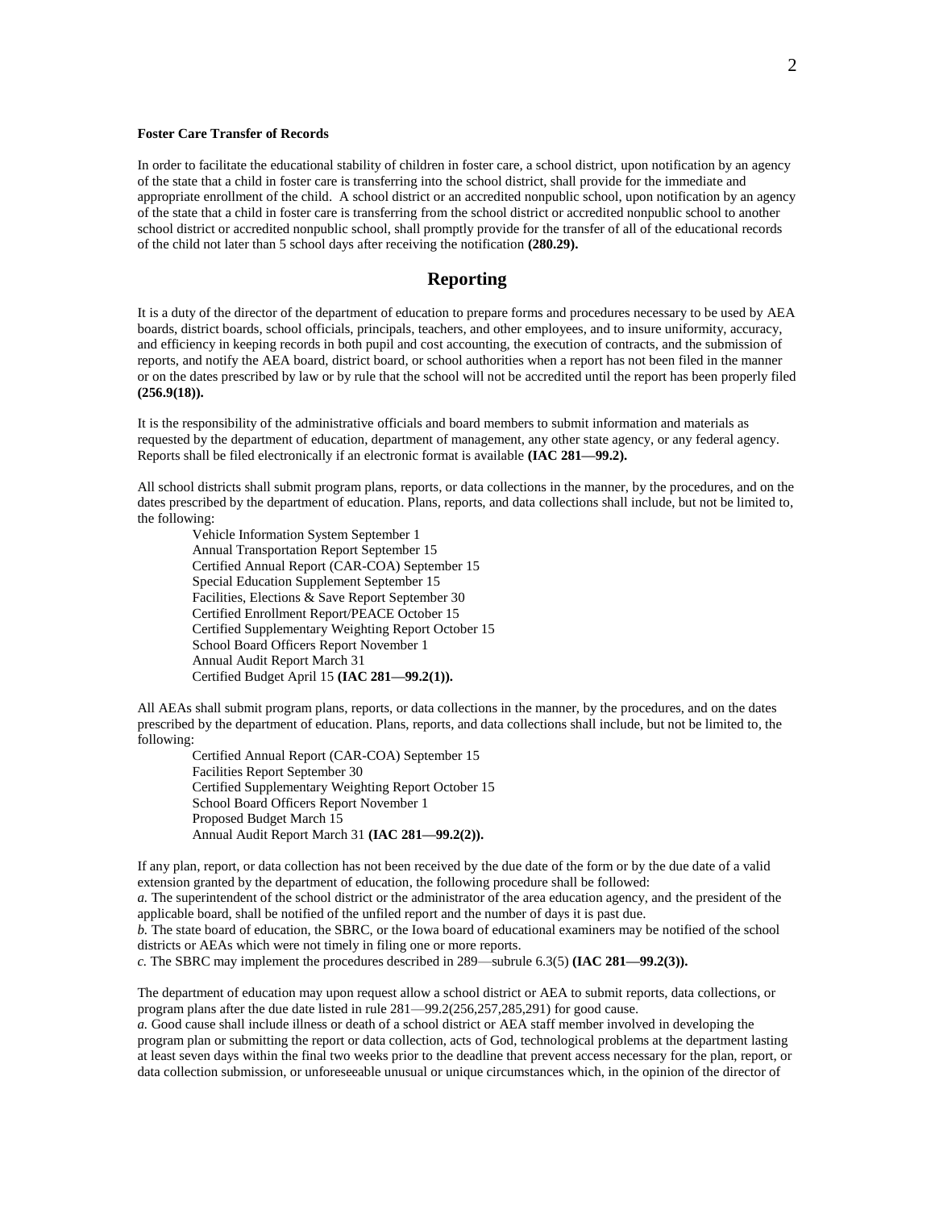**Foster Care Transfer of Records**

In order to facilitate the educational stability of children in foster care, a school district, upon notification by an agency of the state that a child in foster care is transferring into the school district, shall provide for the immediate and appropriate enrollment of the child. A school district or an accredited nonpublic school, upon notification by an agency of the state that a child in foster care is transferring from the school district or accredited nonpublic school to another school district or accredited nonpublic school, shall promptly provide for the transfer of all of the educational records of the child not later than 5 school days after receiving the notification **(280.29).**

## Reporting

It is a duty of the director of the department of education to prepare forms and procedures necessary to be used by AEA boards, district boards, school officials, principals, teachers, and other employees, and to insure uniformity, accuracy, and efficiency in keeping records in both pupil and cost accounting, the execution of contracts, and the submission of reports, and notify the AEA board, district board, or school authorities when a report has not been filed in the manner or on the dates prescribed by law or by rule that the school will not be accredited until the report has been properly filed **(256.9(18)).**

It is the responsibility of the administrative officials and board members to submit information and materials as requested by the department of education, department of management, any other state agency, or any federal agency. Reports shall be filed electronically if an electronic format is available **(IAC 281—99.2).**

All school districts shall submit program plans, reports, or data collections in the manner, by the procedures, and on the dates prescribed by the department of education. Plans, reports, and data collections shall include, but not be limited to, the following:

Vehicle Information System September 1
Annual Transportation Report September 15
Certified Annual Report (CAR-COA) September 15
Special Education Supplement September 15
Facilities, Elections & Save Report September 30
Certified Enrollment Report/PEACE October 15
Certified Supplementary Weighting Report October 15
School Board Officers Report November 1
Annual Audit Report March 31
Certified Budget April 15 **(IAC 281—99.2(1)).**

All AEAs shall submit program plans, reports, or data collections in the manner, by the procedures, and on the dates prescribed by the department of education. Plans, reports, and data collections shall include, but not be limited to, the following:

Certified Annual Report (CAR-COA) September 15
Facilities Report September 30
Certified Supplementary Weighting Report October 15
School Board Officers Report November 1
Proposed Budget March 15
Annual Audit Report March 31 **(IAC 281—99.2(2)).**

If any plan, report, or data collection has not been received by the due date of the form or by the due date of a valid extension granted by the department of education, the following procedure shall be followed:
*a.* The superintendent of the school district or the administrator of the area education agency, and the president of the applicable board, shall be notified of the unfiled report and the number of days it is past due.
*b.* The state board of education, the SBRC, or the Iowa board of educational examiners may be notified of the school districts or AEAs which were not timely in filing one or more reports.
*c.* The SBRC may implement the procedures described in 289—subrule 6.3(5) **(IAC 281—99.2(3)).**

The department of education may upon request allow a school district or AEA to submit reports, data collections, or program plans after the due date listed in rule 281—99.2(256,257,285,291) for good cause.
*a.* Good cause shall include illness or death of a school district or AEA staff member involved in developing the program plan or submitting the report or data collection, acts of God, technological problems at the department lasting at least seven days within the final two weeks prior to the deadline that prevent access necessary for the plan, report, or data collection submission, or unforeseeable unusual or unique circumstances which, in the opinion of the director of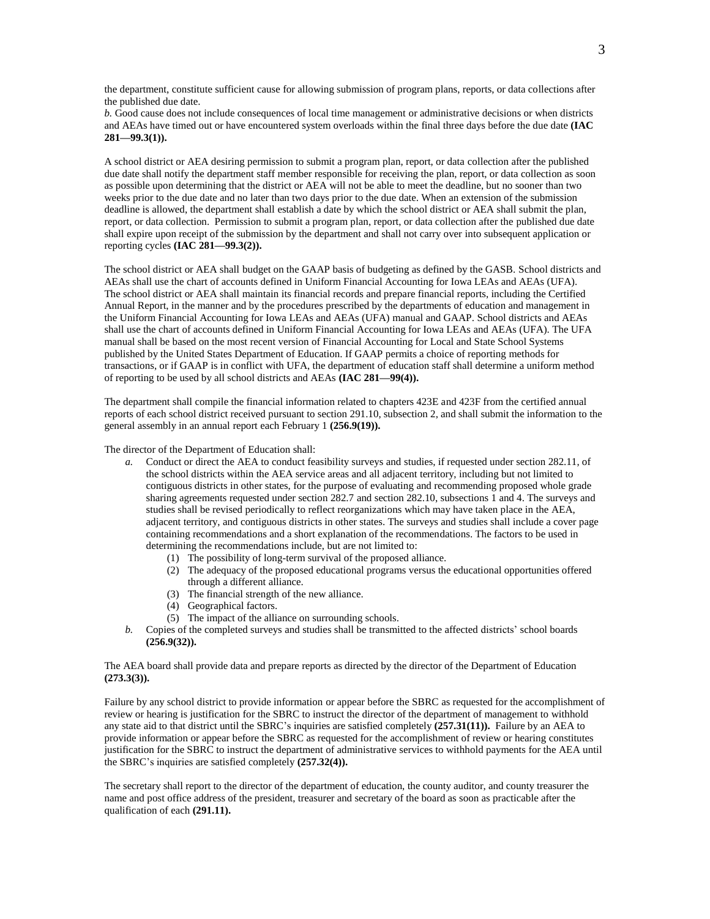the department, constitute sufficient cause for allowing submission of program plans, reports, or data collections after the published due date.

*b.* Good cause does not include consequences of local time management or administrative decisions or when districts and AEAs have timed out or have encountered system overloads within the final three days before the due date **(IAC 281—99.3(1)).**

A school district or AEA desiring permission to submit a program plan, report, or data collection after the published due date shall notify the department staff member responsible for receiving the plan, report, or data collection as soon as possible upon determining that the district or AEA will not be able to meet the deadline, but no sooner than two weeks prior to the due date and no later than two days prior to the due date. When an extension of the submission deadline is allowed, the department shall establish a date by which the school district or AEA shall submit the plan, report, or data collection. Permission to submit a program plan, report, or data collection after the published due date shall expire upon receipt of the submission by the department and shall not carry over into subsequent application or reporting cycles **(IAC 281—99.3(2)).**

The school district or AEA shall budget on the GAAP basis of budgeting as defined by the GASB. School districts and AEAs shall use the chart of accounts defined in Uniform Financial Accounting for Iowa LEAs and AEAs (UFA). The school district or AEA shall maintain its financial records and prepare financial reports, including the Certified Annual Report, in the manner and by the procedures prescribed by the departments of education and management in the Uniform Financial Accounting for Iowa LEAs and AEAs (UFA) manual and GAAP. School districts and AEAs shall use the chart of accounts defined in Uniform Financial Accounting for Iowa LEAs and AEAs (UFA). The UFA manual shall be based on the most recent version of Financial Accounting for Local and State School Systems published by the United States Department of Education. If GAAP permits a choice of reporting methods for transactions, or if GAAP is in conflict with UFA, the department of education staff shall determine a uniform method of reporting to be used by all school districts and AEAs **(IAC 281—99(4)).**

The department shall compile the financial information related to chapters 423E and 423F from the certified annual reports of each school district received pursuant to section 291.10, subsection 2, and shall submit the information to the general assembly in an annual report each February 1 **(256.9(19)).**

The director of the Department of Education shall:

*a.* Conduct or direct the AEA to conduct feasibility surveys and studies, if requested under section 282.11, of the school districts within the AEA service areas and all adjacent territory, including but not limited to contiguous districts in other states, for the purpose of evaluating and recommending proposed whole grade sharing agreements requested under section 282.7 and section 282.10, subsections 1 and 4. The surveys and studies shall be revised periodically to reflect reorganizations which may have taken place in the AEA, adjacent territory, and contiguous districts in other states. The surveys and studies shall include a cover page containing recommendations and a short explanation of the recommendations. The factors to be used in determining the recommendations include, but are not limited to:
   (1) The possibility of long-term survival of the proposed alliance.
   (2) The adequacy of the proposed educational programs versus the educational opportunities offered through a different alliance.
   (3) The financial strength of the new alliance.
   (4) Geographical factors.
   (5) The impact of the alliance on surrounding schools.

*b.* Copies of the completed surveys and studies shall be transmitted to the affected districts' school boards **(256.9(32)).**

The AEA board shall provide data and prepare reports as directed by the director of the Department of Education **(273.3(3)).**

Failure by any school district to provide information or appear before the SBRC as requested for the accomplishment of review or hearing is justification for the SBRC to instruct the director of the department of management to withhold any state aid to that district until the SBRC's inquiries are satisfied completely **(257.31(11)).** Failure by an AEA to provide information or appear before the SBRC as requested for the accomplishment of review or hearing constitutes justification for the SBRC to instruct the department of administrative services to withhold payments for the AEA until the SBRC's inquiries are satisfied completely **(257.32(4)).**

The secretary shall report to the director of the department of education, the county auditor, and county treasurer the name and post office address of the president, treasurer and secretary of the board as soon as practicable after the qualification of each **(291.11).**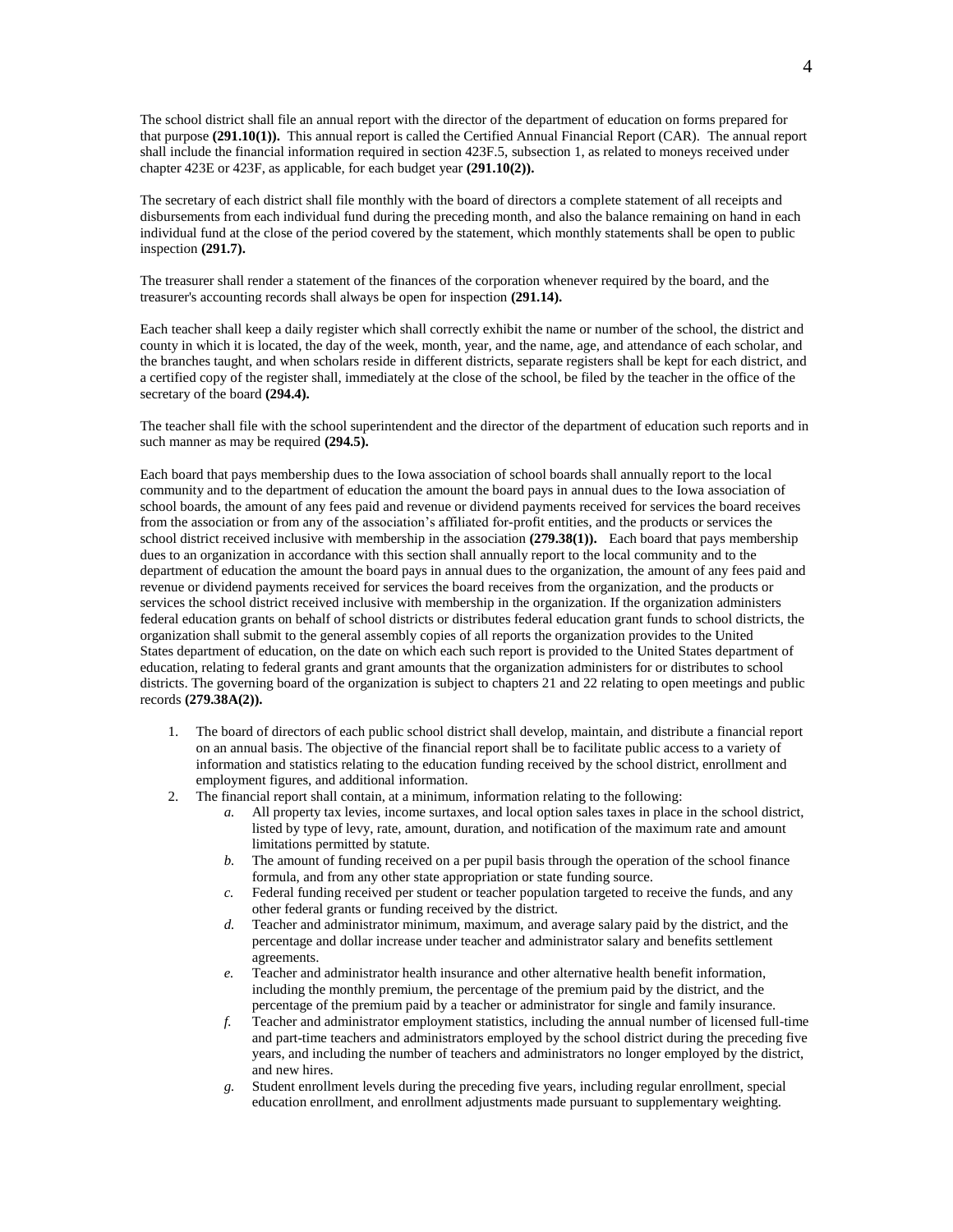The school district shall file an annual report with the director of the department of education on forms prepared for that purpose **(291.10(1)).** This annual report is called the Certified Annual Financial Report (CAR). The annual report shall include the financial information required in section 423F.5, subsection 1, as related to moneys received under chapter 423E or 423F, as applicable, for each budget year **(291.10(2)).**

The secretary of each district shall file monthly with the board of directors a complete statement of all receipts and disbursements from each individual fund during the preceding month, and also the balance remaining on hand in each individual fund at the close of the period covered by the statement, which monthly statements shall be open to public inspection **(291.7).**

The treasurer shall render a statement of the finances of the corporation whenever required by the board, and the treasurer's accounting records shall always be open for inspection **(291.14).**

Each teacher shall keep a daily register which shall correctly exhibit the name or number of the school, the district and county in which it is located, the day of the week, month, year, and the name, age, and attendance of each scholar, and the branches taught, and when scholars reside in different districts, separate registers shall be kept for each district, and a certified copy of the register shall, immediately at the close of the school, be filed by the teacher in the office of the secretary of the board **(294.4).**

The teacher shall file with the school superintendent and the director of the department of education such reports and in such manner as may be required **(294.5).**

Each board that pays membership dues to the Iowa association of school boards shall annually report to the local community and to the department of education the amount the board pays in annual dues to the Iowa association of school boards, the amount of any fees paid and revenue or dividend payments received for services the board receives from the association or from any of the association's affiliated for-profit entities, and the products or services the school district received inclusive with membership in the association **(279.38(1)).** Each board that pays membership dues to an organization in accordance with this section shall annually report to the local community and to the department of education the amount the board pays in annual dues to the organization, the amount of any fees paid and revenue or dividend payments received for services the board receives from the organization, and the products or services the school district received inclusive with membership in the organization. If the organization administers federal education grants on behalf of school districts or distributes federal education grant funds to school districts, the organization shall submit to the general assembly copies of all reports the organization provides to the United States department of education, on the date on which each such report is provided to the United States department of education, relating to federal grants and grant amounts that the organization administers for or distributes to school districts. The governing board of the organization is subject to chapters 21 and 22 relating to open meetings and public records **(279.38A(2)).**

1. The board of directors of each public school district shall develop, maintain, and distribute a financial report on an annual basis. The objective of the financial report shall be to facilitate public access to a variety of information and statistics relating to the education funding received by the school district, enrollment and employment figures, and additional information.
2. The financial report shall contain, at a minimum, information relating to the following:
   - *a.* All property tax levies, income surtaxes, and local option sales taxes in place in the school district, listed by type of levy, rate, amount, duration, and notification of the maximum rate and amount limitations permitted by statute.
   - *b.* The amount of funding received on a per pupil basis through the operation of the school finance formula, and from any other state appropriation or state funding source.
   - *c.* Federal funding received per student or teacher population targeted to receive the funds, and any other federal grants or funding received by the district.
   - *d.* Teacher and administrator minimum, maximum, and average salary paid by the district, and the percentage and dollar increase under teacher and administrator salary and benefits settlement agreements.
   - *e.* Teacher and administrator health insurance and other alternative health benefit information, including the monthly premium, the percentage of the premium paid by the district, and the percentage of the premium paid by a teacher or administrator for single and family insurance.
   - *f.* Teacher and administrator employment statistics, including the annual number of licensed full-time and part-time teachers and administrators employed by the school district during the preceding five years, and including the number of teachers and administrators no longer employed by the district, and new hires.
   - *g.* Student enrollment levels during the preceding five years, including regular enrollment, special education enrollment, and enrollment adjustments made pursuant to supplementary weighting.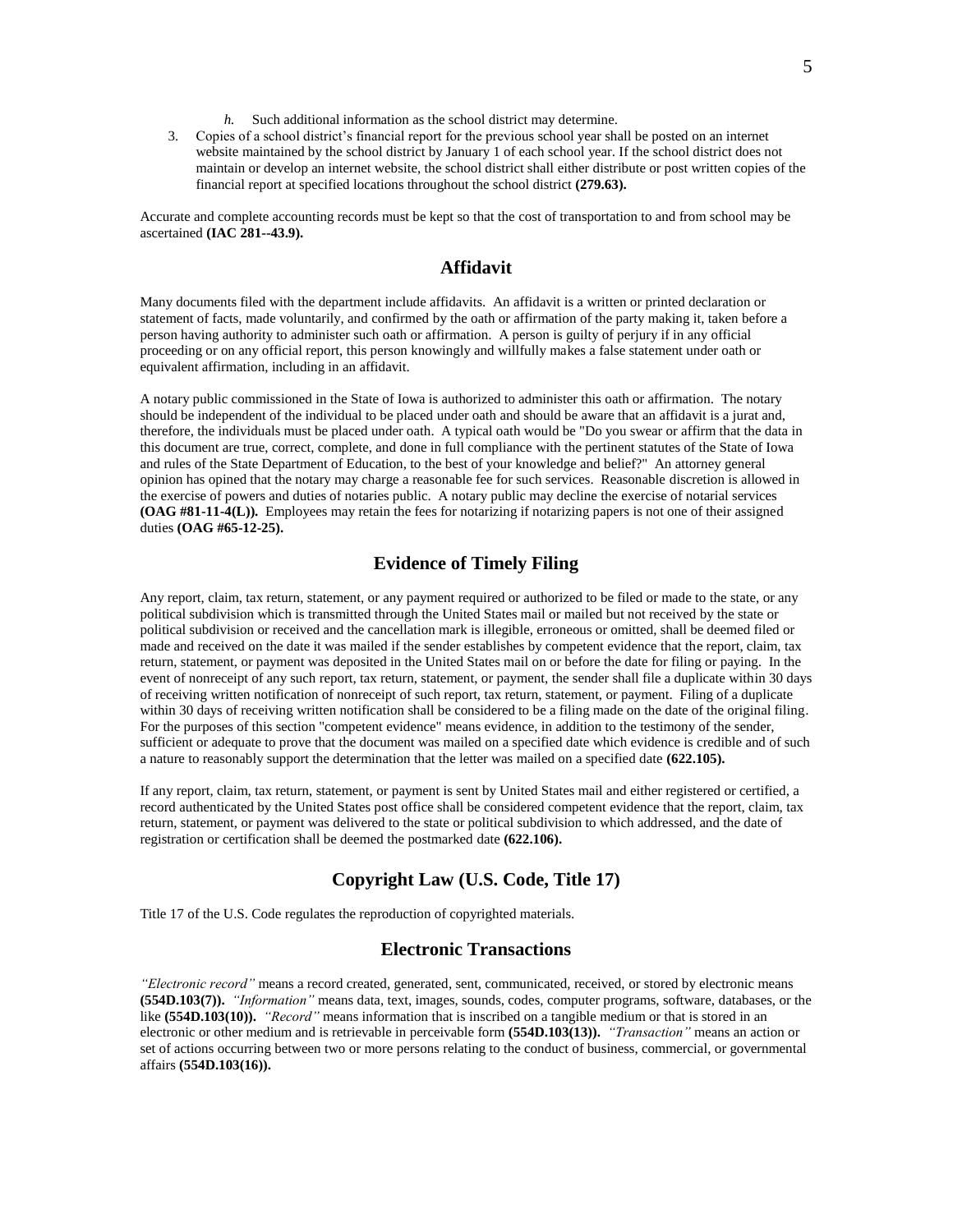*h.* Such additional information as the school district may determine.

3. Copies of a school district's financial report for the previous school year shall be posted on an internet website maintained by the school district by January 1 of each school year. If the school district does not maintain or develop an internet website, the school district shall either distribute or post written copies of the financial report at specified locations throughout the school district **(279.63).**

Accurate and complete accounting records must be kept so that the cost of transportation to and from school may be ascertained **(IAC 281--43.9).**

## Affidavit

Many documents filed with the department include affidavits. An affidavit is a written or printed declaration or statement of facts, made voluntarily, and confirmed by the oath or affirmation of the party making it, taken before a person having authority to administer such oath or affirmation. A person is guilty of perjury if in any official proceeding or on any official report, this person knowingly and willfully makes a false statement under oath or equivalent affirmation, including in an affidavit.

A notary public commissioned in the State of Iowa is authorized to administer this oath or affirmation. The notary should be independent of the individual to be placed under oath and should be aware that an affidavit is a jurat and, therefore, the individuals must be placed under oath. A typical oath would be "Do you swear or affirm that the data in this document are true, correct, complete, and done in full compliance with the pertinent statutes of the State of Iowa and rules of the State Department of Education, to the best of your knowledge and belief?" An attorney general opinion has opined that the notary may charge a reasonable fee for such services. Reasonable discretion is allowed in the exercise of powers and duties of notaries public. A notary public may decline the exercise of notarial services **(OAG #81-11-4(L)).** Employees may retain the fees for notarizing if notarizing papers is not one of their assigned duties **(OAG #65-12-25).**

## Evidence of Timely Filing

Any report, claim, tax return, statement, or any payment required or authorized to be filed or made to the state, or any political subdivision which is transmitted through the United States mail or mailed but not received by the state or political subdivision or received and the cancellation mark is illegible, erroneous or omitted, shall be deemed filed or made and received on the date it was mailed if the sender establishes by competent evidence that the report, claim, tax return, statement, or payment was deposited in the United States mail on or before the date for filing or paying. In the event of nonreceipt of any such report, tax return, statement, or payment, the sender shall file a duplicate within 30 days of receiving written notification of nonreceipt of such report, tax return, statement, or payment. Filing of a duplicate within 30 days of receiving written notification shall be considered to be a filing made on the date of the original filing. For the purposes of this section "competent evidence" means evidence, in addition to the testimony of the sender, sufficient or adequate to prove that the document was mailed on a specified date which evidence is credible and of such a nature to reasonably support the determination that the letter was mailed on a specified date **(622.105).**

If any report, claim, tax return, statement, or payment is sent by United States mail and either registered or certified, a record authenticated by the United States post office shall be considered competent evidence that the report, claim, tax return, statement, or payment was delivered to the state or political subdivision to which addressed, and the date of registration or certification shall be deemed the postmarked date **(622.106).**

## Copyright Law (U.S. Code, Title 17)

Title 17 of the U.S. Code regulates the reproduction of copyrighted materials.

## Electronic Transactions

*"Electronic record"* means a record created, generated, sent, communicated, received, or stored by electronic means **(554D.103(7)).** *"Information"* means data, text, images, sounds, codes, computer programs, software, databases, or the like **(554D.103(10)).** *"Record"* means information that is inscribed on a tangible medium or that is stored in an electronic or other medium and is retrievable in perceivable form **(554D.103(13)).** *"Transaction"* means an action or set of actions occurring between two or more persons relating to the conduct of business, commercial, or governmental affairs **(554D.103(16)).**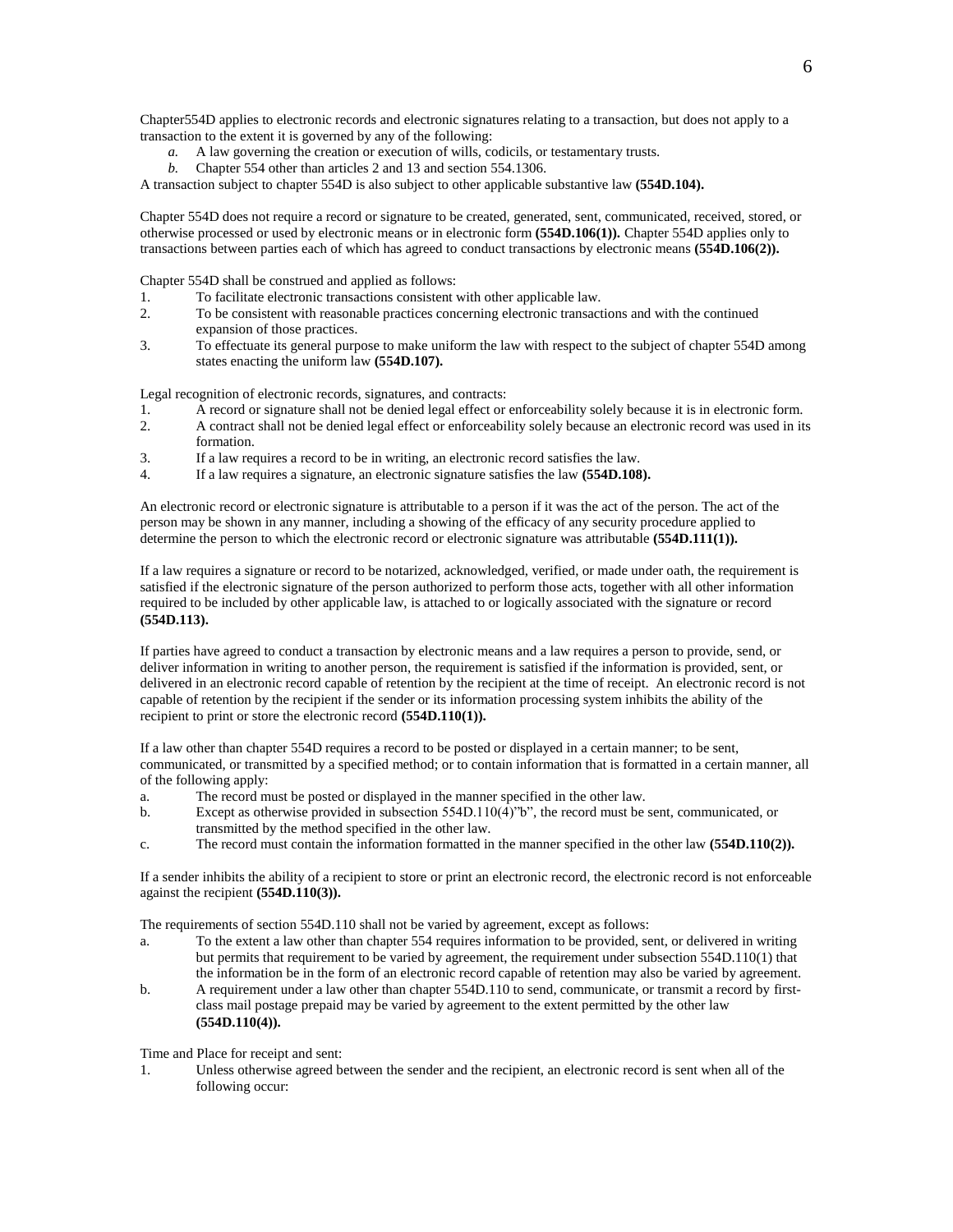Chapter554D applies to electronic records and electronic signatures relating to a transaction, but does not apply to a transaction to the extent it is governed by any of the following:

*a.* A law governing the creation or execution of wills, codicils, or testamentary trusts.

*b.* Chapter 554 other than articles 2 and 13 and section 554.1306.

A transaction subject to chapter 554D is also subject to other applicable substantive law **(554D.104).**

Chapter 554D does not require a record or signature to be created, generated, sent, communicated, received, stored, or otherwise processed or used by electronic means or in electronic form **(554D.106(1)).** Chapter 554D applies only to transactions between parties each of which has agreed to conduct transactions by electronic means **(554D.106(2)).**

Chapter 554D shall be construed and applied as follows:

1. To facilitate electronic transactions consistent with other applicable law.
2. To be consistent with reasonable practices concerning electronic transactions and with the continued expansion of those practices.
3. To effectuate its general purpose to make uniform the law with respect to the subject of chapter 554D among states enacting the uniform law **(554D.107).**

Legal recognition of electronic records, signatures, and contracts:

1. A record or signature shall not be denied legal effect or enforceability solely because it is in electronic form.
2. A contract shall not be denied legal effect or enforceability solely because an electronic record was used in its formation.
3. If a law requires a record to be in writing, an electronic record satisfies the law.
4. If a law requires a signature, an electronic signature satisfies the law **(554D.108).**

An electronic record or electronic signature is attributable to a person if it was the act of the person. The act of the person may be shown in any manner, including a showing of the efficacy of any security procedure applied to determine the person to which the electronic record or electronic signature was attributable **(554D.111(1)).**

If a law requires a signature or record to be notarized, acknowledged, verified, or made under oath, the requirement is satisfied if the electronic signature of the person authorized to perform those acts, together with all other information required to be included by other applicable law, is attached to or logically associated with the signature or record **(554D.113).**

If parties have agreed to conduct a transaction by electronic means and a law requires a person to provide, send, or deliver information in writing to another person, the requirement is satisfied if the information is provided, sent, or delivered in an electronic record capable of retention by the recipient at the time of receipt. An electronic record is not capable of retention by the recipient if the sender or its information processing system inhibits the ability of the recipient to print or store the electronic record **(554D.110(1)).**

If a law other than chapter 554D requires a record to be posted or displayed in a certain manner; to be sent, communicated, or transmitted by a specified method; or to contain information that is formatted in a certain manner, all of the following apply:

a. The record must be posted or displayed in the manner specified in the other law.

b. Except as otherwise provided in subsection 554D.110(4)"b", the record must be sent, communicated, or transmitted by the method specified in the other law.

c. The record must contain the information formatted in the manner specified in the other law **(554D.110(2)).**

If a sender inhibits the ability of a recipient to store or print an electronic record, the electronic record is not enforceable against the recipient **(554D.110(3)).**

The requirements of section 554D.110 shall not be varied by agreement, except as follows:

a. To the extent a law other than chapter 554 requires information to be provided, sent, or delivered in writing but permits that requirement to be varied by agreement, the requirement under subsection 554D.110(1) that the information be in the form of an electronic record capable of retention may also be varied by agreement.

b. A requirement under a law other than chapter 554D.110 to send, communicate, or transmit a record by first-class mail postage prepaid may be varied by agreement to the extent permitted by the other law **(554D.110(4)).**

Time and Place for receipt and sent:

1. Unless otherwise agreed between the sender and the recipient, an electronic record is sent when all of the following occur: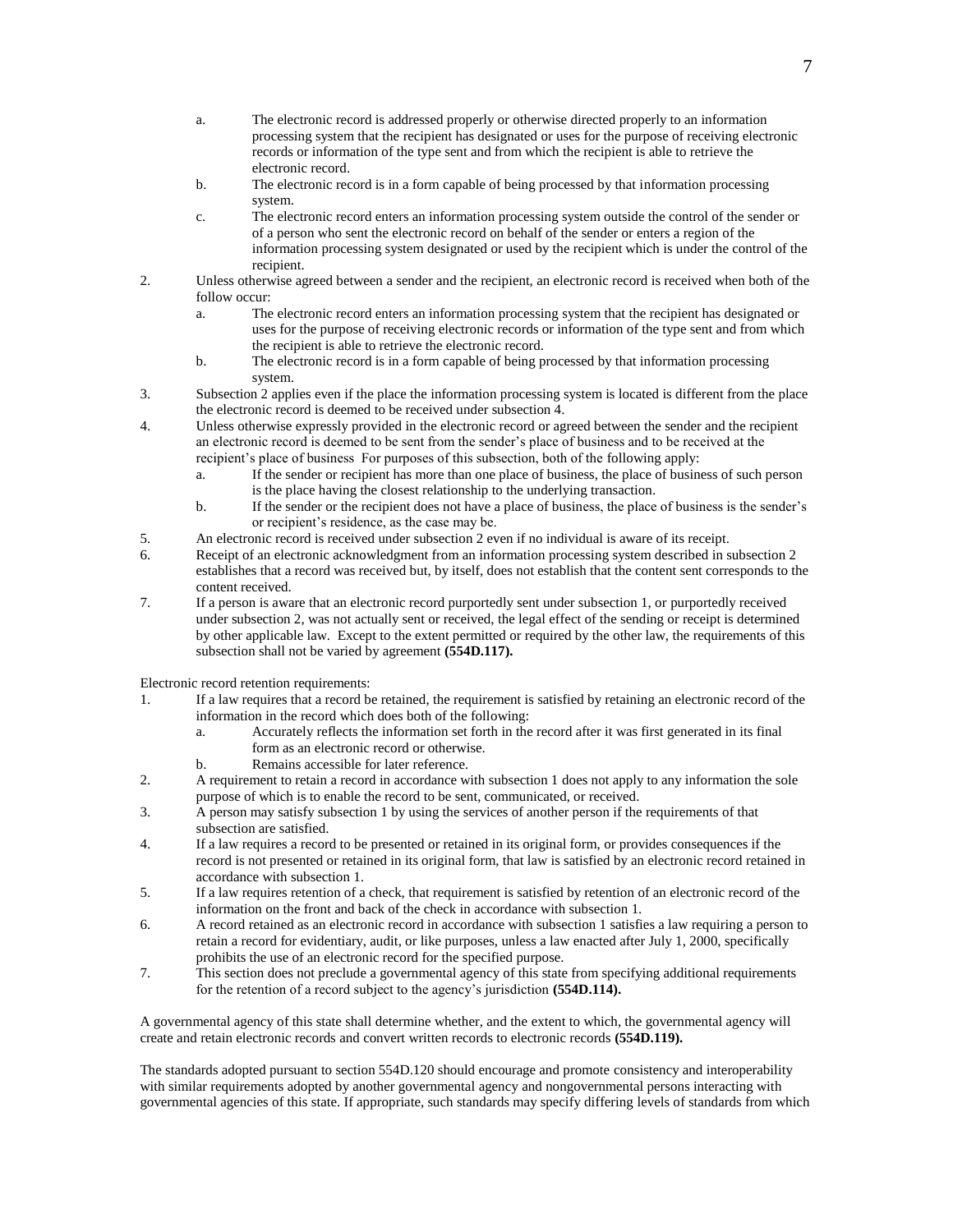a. The electronic record is addressed properly or otherwise directed properly to an information processing system that the recipient has designated or uses for the purpose of receiving electronic records or information of the type sent and from which the recipient is able to retrieve the electronic record.
   b. The electronic record is in a form capable of being processed by that information processing system.
   c. The electronic record enters an information processing system outside the control of the sender or of a person who sent the electronic record on behalf of the sender or enters a region of the information processing system designated or used by the recipient which is under the control of the recipient.
2. Unless otherwise agreed between a sender and the recipient, an electronic record is received when both of the follow occur:
   a. The electronic record enters an information processing system that the recipient has designated or uses for the purpose of receiving electronic records or information of the type sent and from which the recipient is able to retrieve the electronic record.
   b. The electronic record is in a form capable of being processed by that information processing system.
3. Subsection 2 applies even if the place the information processing system is located is different from the place the electronic record is deemed to be received under subsection 4.
4. Unless otherwise expressly provided in the electronic record or agreed between the sender and the recipient an electronic record is deemed to be sent from the sender's place of business and to be received at the recipient's place of business For purposes of this subsection, both of the following apply:
   a. If the sender or recipient has more than one place of business, the place of business of such person is the place having the closest relationship to the underlying transaction.
   b. If the sender or the recipient does not have a place of business, the place of business is the sender's or recipient's residence, as the case may be.
5. An electronic record is received under subsection 2 even if no individual is aware of its receipt.
6. Receipt of an electronic acknowledgment from an information processing system described in subsection 2 establishes that a record was received but, by itself, does not establish that the content sent corresponds to the content received.
7. If a person is aware that an electronic record purportedly sent under subsection 1, or purportedly received under subsection 2, was not actually sent or received, the legal effect of the sending or receipt is determined by other applicable law. Except to the extent permitted or required by the other law, the requirements of this subsection shall not be varied by agreement **(554D.117).**

Electronic record retention requirements:

1. If a law requires that a record be retained, the requirement is satisfied by retaining an electronic record of the information in the record which does both of the following:
   a. Accurately reflects the information set forth in the record after it was first generated in its final form as an electronic record or otherwise.
   b. Remains accessible for later reference.
2. A requirement to retain a record in accordance with subsection 1 does not apply to any information the sole purpose of which is to enable the record to be sent, communicated, or received.
3. A person may satisfy subsection 1 by using the services of another person if the requirements of that subsection are satisfied.
4. If a law requires a record to be presented or retained in its original form, or provides consequences if the record is not presented or retained in its original form, that law is satisfied by an electronic record retained in accordance with subsection 1.
5. If a law requires retention of a check, that requirement is satisfied by retention of an electronic record of the information on the front and back of the check in accordance with subsection 1.
6. A record retained as an electronic record in accordance with subsection 1 satisfies a law requiring a person to retain a record for evidentiary, audit, or like purposes, unless a law enacted after July 1, 2000, specifically prohibits the use of an electronic record for the specified purpose.
7. This section does not preclude a governmental agency of this state from specifying additional requirements for the retention of a record subject to the agency's jurisdiction **(554D.114).**

A governmental agency of this state shall determine whether, and the extent to which, the governmental agency will create and retain electronic records and convert written records to electronic records **(554D.119).**

The standards adopted pursuant to section 554D.120 should encourage and promote consistency and interoperability with similar requirements adopted by another governmental agency and nongovernmental persons interacting with governmental agencies of this state. If appropriate, such standards may specify differing levels of standards from which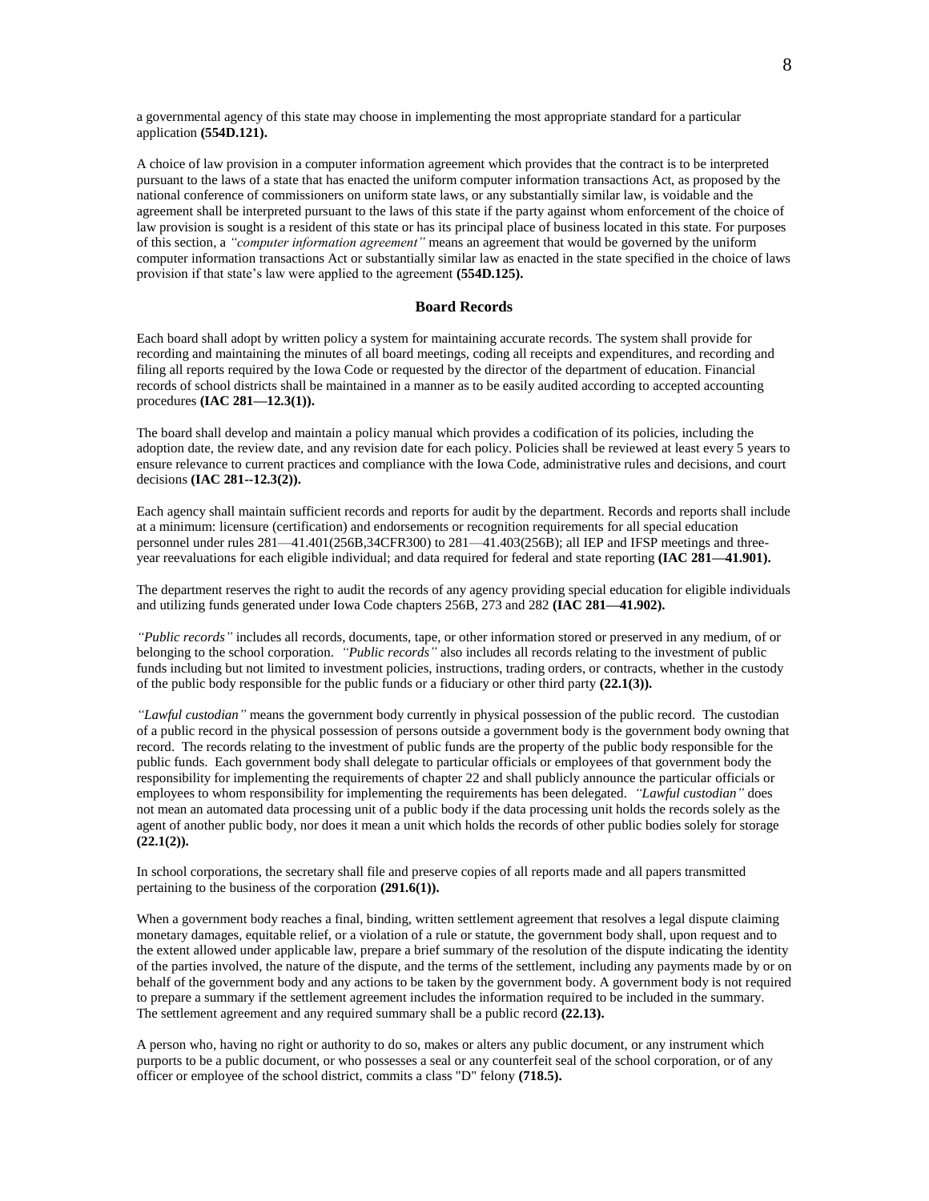a governmental agency of this state may choose in implementing the most appropriate standard for a particular application **(554D.121).**

A choice of law provision in a computer information agreement which provides that the contract is to be interpreted pursuant to the laws of a state that has enacted the uniform computer information transactions Act, as proposed by the national conference of commissioners on uniform state laws, or any substantially similar law, is voidable and the agreement shall be interpreted pursuant to the laws of this state if the party against whom enforcement of the choice of law provision is sought is a resident of this state or has its principal place of business located in this state. For purposes of this section, a *"computer information agreement"* means an agreement that would be governed by the uniform computer information transactions Act or substantially similar law as enacted in the state specified in the choice of laws provision if that state's law were applied to the agreement **(554D.125).**

## Board Records

Each board shall adopt by written policy a system for maintaining accurate records. The system shall provide for recording and maintaining the minutes of all board meetings, coding all receipts and expenditures, and recording and filing all reports required by the Iowa Code or requested by the director of the department of education. Financial records of school districts shall be maintained in a manner as to be easily audited according to accepted accounting procedures **(IAC 281—12.3(1)).**

The board shall develop and maintain a policy manual which provides a codification of its policies, including the adoption date, the review date, and any revision date for each policy. Policies shall be reviewed at least every 5 years to ensure relevance to current practices and compliance with the Iowa Code, administrative rules and decisions, and court decisions **(IAC 281--12.3(2)).**

Each agency shall maintain sufficient records and reports for audit by the department. Records and reports shall include at a minimum: licensure (certification) and endorsements or recognition requirements for all special education personnel under rules 281—41.401(256B,34CFR300) to 281—41.403(256B); all IEP and IFSP meetings and three-year reevaluations for each eligible individual; and data required for federal and state reporting **(IAC 281—41.901).**

The department reserves the right to audit the records of any agency providing special education for eligible individuals and utilizing funds generated under Iowa Code chapters 256B, 273 and 282 **(IAC 281—41.902).**

*"Public records"* includes all records, documents, tape, or other information stored or preserved in any medium, of or belonging to the school corporation. *"Public records"* also includes all records relating to the investment of public funds including but not limited to investment policies, instructions, trading orders, or contracts, whether in the custody of the public body responsible for the public funds or a fiduciary or other third party **(22.1(3)).**

*"Lawful custodian"* means the government body currently in physical possession of the public record. The custodian of a public record in the physical possession of persons outside a government body is the government body owning that record. The records relating to the investment of public funds are the property of the public body responsible for the public funds. Each government body shall delegate to particular officials or employees of that government body the responsibility for implementing the requirements of chapter 22 and shall publicly announce the particular officials or employees to whom responsibility for implementing the requirements has been delegated. *"Lawful custodian"* does not mean an automated data processing unit of a public body if the data processing unit holds the records solely as the agent of another public body, nor does it mean a unit which holds the records of other public bodies solely for storage **(22.1(2)).**

In school corporations, the secretary shall file and preserve copies of all reports made and all papers transmitted pertaining to the business of the corporation **(291.6(1)).**

When a government body reaches a final, binding, written settlement agreement that resolves a legal dispute claiming monetary damages, equitable relief, or a violation of a rule or statute, the government body shall, upon request and to the extent allowed under applicable law, prepare a brief summary of the resolution of the dispute indicating the identity of the parties involved, the nature of the dispute, and the terms of the settlement, including any payments made by or on behalf of the government body and any actions to be taken by the government body. A government body is not required to prepare a summary if the settlement agreement includes the information required to be included in the summary. The settlement agreement and any required summary shall be a public record **(22.13).**

A person who, having no right or authority to do so, makes or alters any public document, or any instrument which purports to be a public document, or who possesses a seal or any counterfeit seal of the school corporation, or of any officer or employee of the school district, commits a class "D" felony **(718.5).**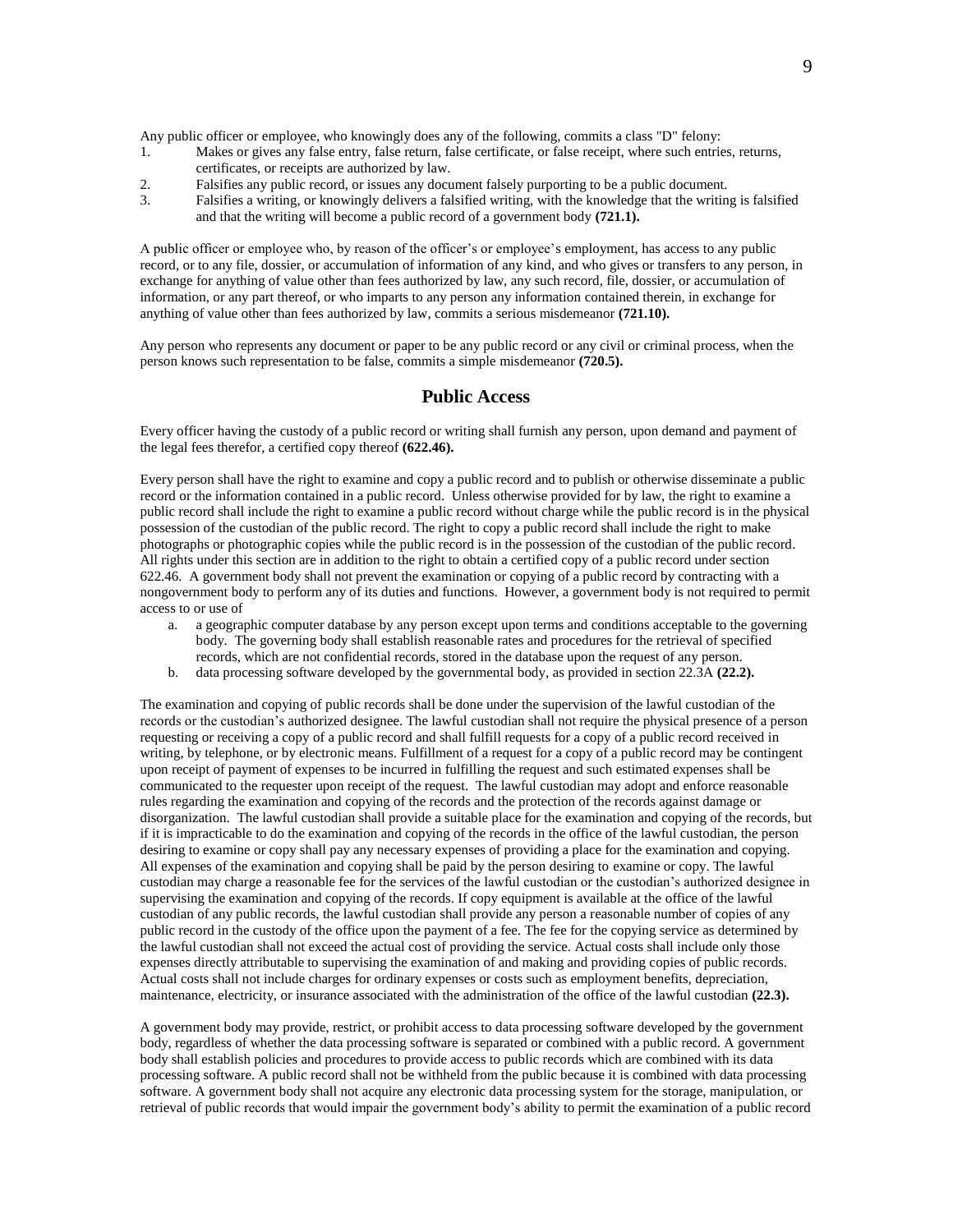Any public officer or employee, who knowingly does any of the following, commits a class "D" felony:

1. Makes or gives any false entry, false return, false certificate, or false receipt, where such entries, returns, certificates, or receipts are authorized by law.
2. Falsifies any public record, or issues any document falsely purporting to be a public document.
3. Falsifies a writing, or knowingly delivers a falsified writing, with the knowledge that the writing is falsified and that the writing will become a public record of a government body **(721.1).**

A public officer or employee who, by reason of the officer's or employee's employment, has access to any public record, or to any file, dossier, or accumulation of information of any kind, and who gives or transfers to any person, in exchange for anything of value other than fees authorized by law, any such record, file, dossier, or accumulation of information, or any part thereof, or who imparts to any person any information contained therein, in exchange for anything of value other than fees authorized by law, commits a serious misdemeanor **(721.10).**

Any person who represents any document or paper to be any public record or any civil or criminal process, when the person knows such representation to be false, commits a simple misdemeanor **(720.5).**

## Public Access

Every officer having the custody of a public record or writing shall furnish any person, upon demand and payment of the legal fees therefor, a certified copy thereof **(622.46).**

Every person shall have the right to examine and copy a public record and to publish or otherwise disseminate a public record or the information contained in a public record. Unless otherwise provided for by law, the right to examine a public record shall include the right to examine a public record without charge while the public record is in the physical possession of the custodian of the public record. The right to copy a public record shall include the right to make photographs or photographic copies while the public record is in the possession of the custodian of the public record. All rights under this section are in addition to the right to obtain a certified copy of a public record under section 622.46. A government body shall not prevent the examination or copying of a public record by contracting with a nongovernment body to perform any of its duties and functions. However, a government body is not required to permit access to or use of

a. a geographic computer database by any person except upon terms and conditions acceptable to the governing body. The governing body shall establish reasonable rates and procedures for the retrieval of specified records, which are not confidential records, stored in the database upon the request of any person.
b. data processing software developed by the governmental body, as provided in section 22.3A **(22.2).**

The examination and copying of public records shall be done under the supervision of the lawful custodian of the records or the custodian's authorized designee. The lawful custodian shall not require the physical presence of a person requesting or receiving a copy of a public record and shall fulfill requests for a copy of a public record received in writing, by telephone, or by electronic means. Fulfillment of a request for a copy of a public record may be contingent upon receipt of payment of expenses to be incurred in fulfilling the request and such estimated expenses shall be communicated to the requester upon receipt of the request. The lawful custodian may adopt and enforce reasonable rules regarding the examination and copying of the records and the protection of the records against damage or disorganization. The lawful custodian shall provide a suitable place for the examination and copying of the records, but if it is impracticable to do the examination and copying of the records in the office of the lawful custodian, the person desiring to examine or copy shall pay any necessary expenses of providing a place for the examination and copying. All expenses of the examination and copying shall be paid by the person desiring to examine or copy. The lawful custodian may charge a reasonable fee for the services of the lawful custodian or the custodian's authorized designee in supervising the examination and copying of the records. If copy equipment is available at the office of the lawful custodian of any public records, the lawful custodian shall provide any person a reasonable number of copies of any public record in the custody of the office upon the payment of a fee. The fee for the copying service as determined by the lawful custodian shall not exceed the actual cost of providing the service. Actual costs shall include only those expenses directly attributable to supervising the examination of and making and providing copies of public records. Actual costs shall not include charges for ordinary expenses or costs such as employment benefits, depreciation, maintenance, electricity, or insurance associated with the administration of the office of the lawful custodian **(22.3).**

A government body may provide, restrict, or prohibit access to data processing software developed by the government body, regardless of whether the data processing software is separated or combined with a public record. A government body shall establish policies and procedures to provide access to public records which are combined with its data processing software. A public record shall not be withheld from the public because it is combined with data processing software. A government body shall not acquire any electronic data processing system for the storage, manipulation, or retrieval of public records that would impair the government body's ability to permit the examination of a public record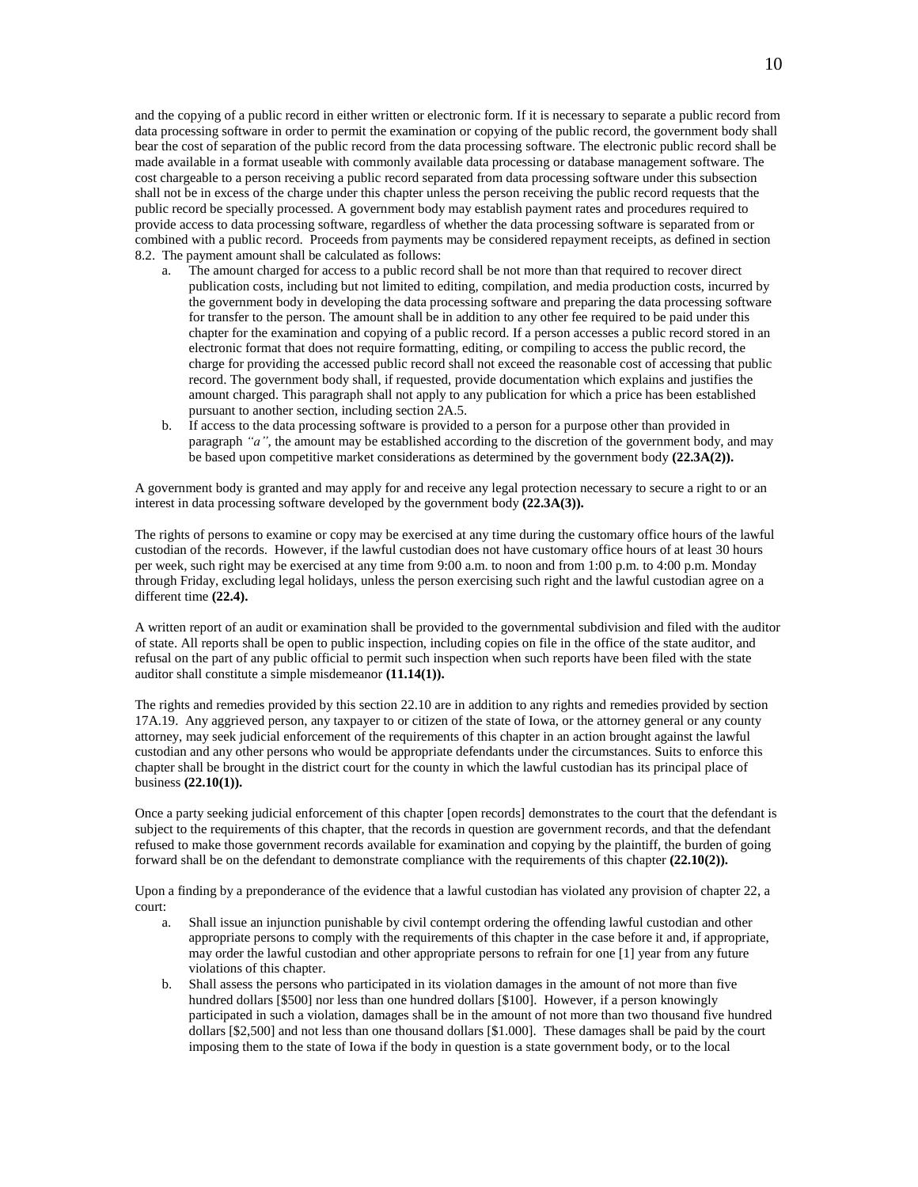and the copying of a public record in either written or electronic form. If it is necessary to separate a public record from data processing software in order to permit the examination or copying of the public record, the government body shall bear the cost of separation of the public record from the data processing software. The electronic public record shall be made available in a format useable with commonly available data processing or database management software. The cost chargeable to a person receiving a public record separated from data processing software under this subsection shall not be in excess of the charge under this chapter unless the person receiving the public record requests that the public record be specially processed. A government body may establish payment rates and procedures required to provide access to data processing software, regardless of whether the data processing software is separated from or combined with a public record. Proceeds from payments may be considered repayment receipts, as defined in section 8.2. The payment amount shall be calculated as follows:

a. The amount charged for access to a public record shall be not more than that required to recover direct publication costs, including but not limited to editing, compilation, and media production costs, incurred by the government body in developing the data processing software and preparing the data processing software for transfer to the person. The amount shall be in addition to any other fee required to be paid under this chapter for the examination and copying of a public record. If a person accesses a public record stored in an electronic format that does not require formatting, editing, or compiling to access the public record, the charge for providing the accessed public record shall not exceed the reasonable cost of accessing that public record. The government body shall, if requested, provide documentation which explains and justifies the amount charged. This paragraph shall not apply to any publication for which a price has been established pursuant to another section, including section 2A.5.
b. If access to the data processing software is provided to a person for a purpose other than provided in paragraph *"a"*, the amount may be established according to the discretion of the government body, and may be based upon competitive market considerations as determined by the government body **(22.3A(2)).**

A government body is granted and may apply for and receive any legal protection necessary to secure a right to or an interest in data processing software developed by the government body **(22.3A(3)).**

The rights of persons to examine or copy may be exercised at any time during the customary office hours of the lawful custodian of the records. However, if the lawful custodian does not have customary office hours of at least 30 hours per week, such right may be exercised at any time from 9:00 a.m. to noon and from 1:00 p.m. to 4:00 p.m. Monday through Friday, excluding legal holidays, unless the person exercising such right and the lawful custodian agree on a different time **(22.4).**

A written report of an audit or examination shall be provided to the governmental subdivision and filed with the auditor of state. All reports shall be open to public inspection, including copies on file in the office of the state auditor, and refusal on the part of any public official to permit such inspection when such reports have been filed with the state auditor shall constitute a simple misdemeanor **(11.14(1)).**

The rights and remedies provided by this section 22.10 are in addition to any rights and remedies provided by section 17A.19. Any aggrieved person, any taxpayer to or citizen of the state of Iowa, or the attorney general or any county attorney, may seek judicial enforcement of the requirements of this chapter in an action brought against the lawful custodian and any other persons who would be appropriate defendants under the circumstances. Suits to enforce this chapter shall be brought in the district court for the county in which the lawful custodian has its principal place of business **(22.10(1)).**

Once a party seeking judicial enforcement of this chapter [open records] demonstrates to the court that the defendant is subject to the requirements of this chapter, that the records in question are government records, and that the defendant refused to make those government records available for examination and copying by the plaintiff, the burden of going forward shall be on the defendant to demonstrate compliance with the requirements of this chapter **(22.10(2)).**

Upon a finding by a preponderance of the evidence that a lawful custodian has violated any provision of chapter 22, a court:

a. Shall issue an injunction punishable by civil contempt ordering the offending lawful custodian and other appropriate persons to comply with the requirements of this chapter in the case before it and, if appropriate, may order the lawful custodian and other appropriate persons to refrain for one [1] year from any future violations of this chapter.
b. Shall assess the persons who participated in its violation damages in the amount of not more than five hundred dollars [$500] nor less than one hundred dollars [$100]. However, if a person knowingly participated in such a violation, damages shall be in the amount of not more than two thousand five hundred dollars [$2,500] and not less than one thousand dollars [$1.000]. These damages shall be paid by the court imposing them to the state of Iowa if the body in question is a state government body, or to the local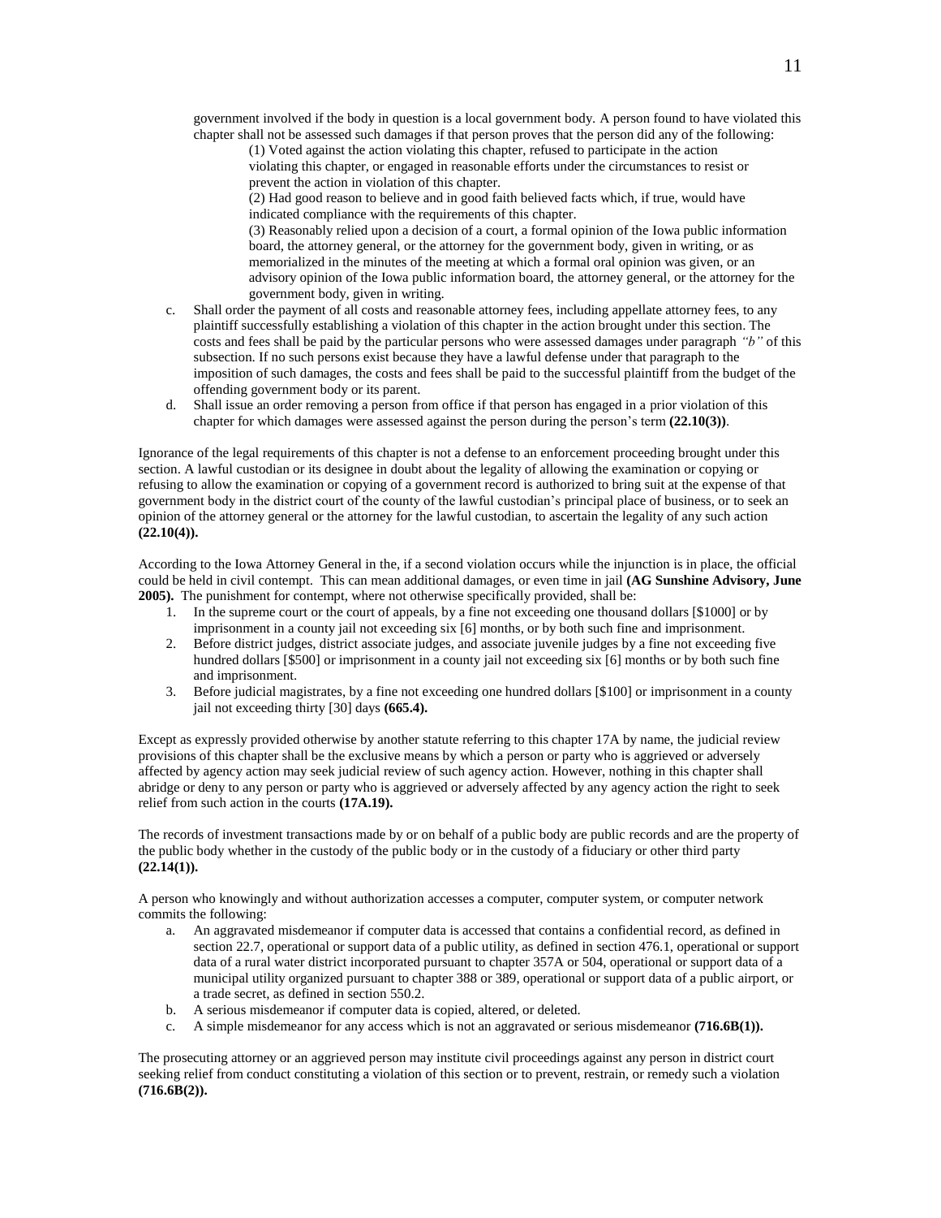government involved if the body in question is a local government body. A person found to have violated this chapter shall not be assessed such damages if that person proves that the person did any of the following:

(1) Voted against the action violating this chapter, refused to participate in the action violating this chapter, or engaged in reasonable efforts under the circumstances to resist or prevent the action in violation of this chapter.

(2) Had good reason to believe and in good faith believed facts which, if true, would have indicated compliance with the requirements of this chapter.

(3) Reasonably relied upon a decision of a court, a formal opinion of the Iowa public information board, the attorney general, or the attorney for the government body, given in writing, or as memorialized in the minutes of the meeting at which a formal oral opinion was given, or an advisory opinion of the Iowa public information board, the attorney general, or the attorney for the government body, given in writing.

c. Shall order the payment of all costs and reasonable attorney fees, including appellate attorney fees, to any plaintiff successfully establishing a violation of this chapter in the action brought under this section. The costs and fees shall be paid by the particular persons who were assessed damages under paragraph *"b"* of this subsection. If no such persons exist because they have a lawful defense under that paragraph to the imposition of such damages, the costs and fees shall be paid to the successful plaintiff from the budget of the offending government body or its parent.

d. Shall issue an order removing a person from office if that person has engaged in a prior violation of this chapter for which damages were assessed against the person during the person's term **(22.10(3))**.

Ignorance of the legal requirements of this chapter is not a defense to an enforcement proceeding brought under this section. A lawful custodian or its designee in doubt about the legality of allowing the examination or copying or refusing to allow the examination or copying of a government record is authorized to bring suit at the expense of that government body in the district court of the county of the lawful custodian's principal place of business, or to seek an opinion of the attorney general or the attorney for the lawful custodian, to ascertain the legality of any such action **(22.10(4)).**

According to the Iowa Attorney General in the, if a second violation occurs while the injunction is in place, the official could be held in civil contempt. This can mean additional damages, or even time in jail **(AG Sunshine Advisory, June 2005).** The punishment for contempt, where not otherwise specifically provided, shall be:

1. In the supreme court or the court of appeals, by a fine not exceeding one thousand dollars [$1000] or by imprisonment in a county jail not exceeding six [6] months, or by both such fine and imprisonment.
2. Before district judges, district associate judges, and associate juvenile judges by a fine not exceeding five hundred dollars [$500] or imprisonment in a county jail not exceeding six [6] months or by both such fine and imprisonment.
3. Before judicial magistrates, by a fine not exceeding one hundred dollars [$100] or imprisonment in a county jail not exceeding thirty [30] days **(665.4).**

Except as expressly provided otherwise by another statute referring to this chapter 17A by name, the judicial review provisions of this chapter shall be the exclusive means by which a person or party who is aggrieved or adversely affected by agency action may seek judicial review of such agency action. However, nothing in this chapter shall abridge or deny to any person or party who is aggrieved or adversely affected by any agency action the right to seek relief from such action in the courts **(17A.19).**

The records of investment transactions made by or on behalf of a public body are public records and are the property of the public body whether in the custody of the public body or in the custody of a fiduciary or other third party **(22.14(1)).**

A person who knowingly and without authorization accesses a computer, computer system, or computer network commits the following:

a. An aggravated misdemeanor if computer data is accessed that contains a confidential record, as defined in section 22.7, operational or support data of a public utility, as defined in section 476.1, operational or support data of a rural water district incorporated pursuant to chapter 357A or 504, operational or support data of a municipal utility organized pursuant to chapter 388 or 389, operational or support data of a public airport, or a trade secret, as defined in section 550.2.
b. A serious misdemeanor if computer data is copied, altered, or deleted.
c. A simple misdemeanor for any access which is not an aggravated or serious misdemeanor **(716.6B(1)).**

The prosecuting attorney or an aggrieved person may institute civil proceedings against any person in district court seeking relief from conduct constituting a violation of this section or to prevent, restrain, or remedy such a violation **(716.6B(2)).**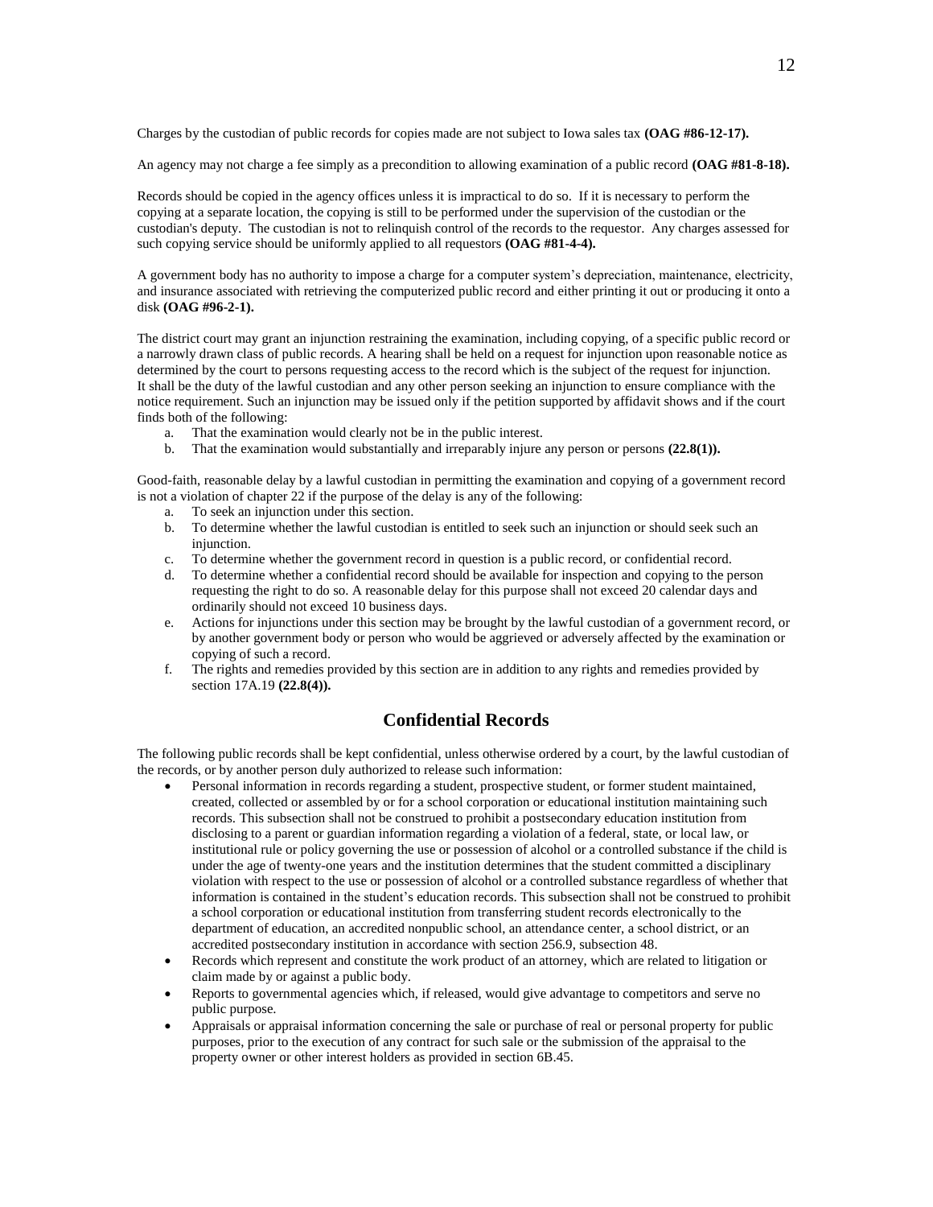Charges by the custodian of public records for copies made are not subject to Iowa sales tax **(OAG #86-12-17).**

An agency may not charge a fee simply as a precondition to allowing examination of a public record **(OAG #81-8-18).**

Records should be copied in the agency offices unless it is impractical to do so. If it is necessary to perform the copying at a separate location, the copying is still to be performed under the supervision of the custodian or the custodian's deputy. The custodian is not to relinquish control of the records to the requestor. Any charges assessed for such copying service should be uniformly applied to all requestors **(OAG #81-4-4).**

A government body has no authority to impose a charge for a computer system's depreciation, maintenance, electricity, and insurance associated with retrieving the computerized public record and either printing it out or producing it onto a disk **(OAG #96-2-1).**

The district court may grant an injunction restraining the examination, including copying, of a specific public record or a narrowly drawn class of public records. A hearing shall be held on a request for injunction upon reasonable notice as determined by the court to persons requesting access to the record which is the subject of the request for injunction. It shall be the duty of the lawful custodian and any other person seeking an injunction to ensure compliance with the notice requirement. Such an injunction may be issued only if the petition supported by affidavit shows and if the court finds both of the following:

a. That the examination would clearly not be in the public interest.
b. That the examination would substantially and irreparably injure any person or persons **(22.8(1)).**

Good-faith, reasonable delay by a lawful custodian in permitting the examination and copying of a government record is not a violation of chapter 22 if the purpose of the delay is any of the following:

a. To seek an injunction under this section.
b. To determine whether the lawful custodian is entitled to seek such an injunction or should seek such an injunction.
c. To determine whether the government record in question is a public record, or confidential record.
d. To determine whether a confidential record should be available for inspection and copying to the person requesting the right to do so. A reasonable delay for this purpose shall not exceed 20 calendar days and ordinarily should not exceed 10 business days.
e. Actions for injunctions under this section may be brought by the lawful custodian of a government record, or by another government body or person who would be aggrieved or adversely affected by the examination or copying of such a record.
f. The rights and remedies provided by this section are in addition to any rights and remedies provided by section 17A.19 **(22.8(4)).**

## Confidential Records

The following public records shall be kept confidential, unless otherwise ordered by a court, by the lawful custodian of the records, or by another person duly authorized to release such information:

- Personal information in records regarding a student, prospective student, or former student maintained, created, collected or assembled by or for a school corporation or educational institution maintaining such records. This subsection shall not be construed to prohibit a postsecondary education institution from disclosing to a parent or guardian information regarding a violation of a federal, state, or local law, or institutional rule or policy governing the use or possession of alcohol or a controlled substance if the child is under the age of twenty-one years and the institution determines that the student committed a disciplinary violation with respect to the use or possession of alcohol or a controlled substance regardless of whether that information is contained in the student's education records. This subsection shall not be construed to prohibit a school corporation or educational institution from transferring student records electronically to the department of education, an accredited nonpublic school, an attendance center, a school district, or an accredited postsecondary institution in accordance with section 256.9, subsection 48.
- Records which represent and constitute the work product of an attorney, which are related to litigation or claim made by or against a public body.
- Reports to governmental agencies which, if released, would give advantage to competitors and serve no public purpose.
- Appraisals or appraisal information concerning the sale or purchase of real or personal property for public purposes, prior to the execution of any contract for such sale or the submission of the appraisal to the property owner or other interest holders as provided in section 6B.45.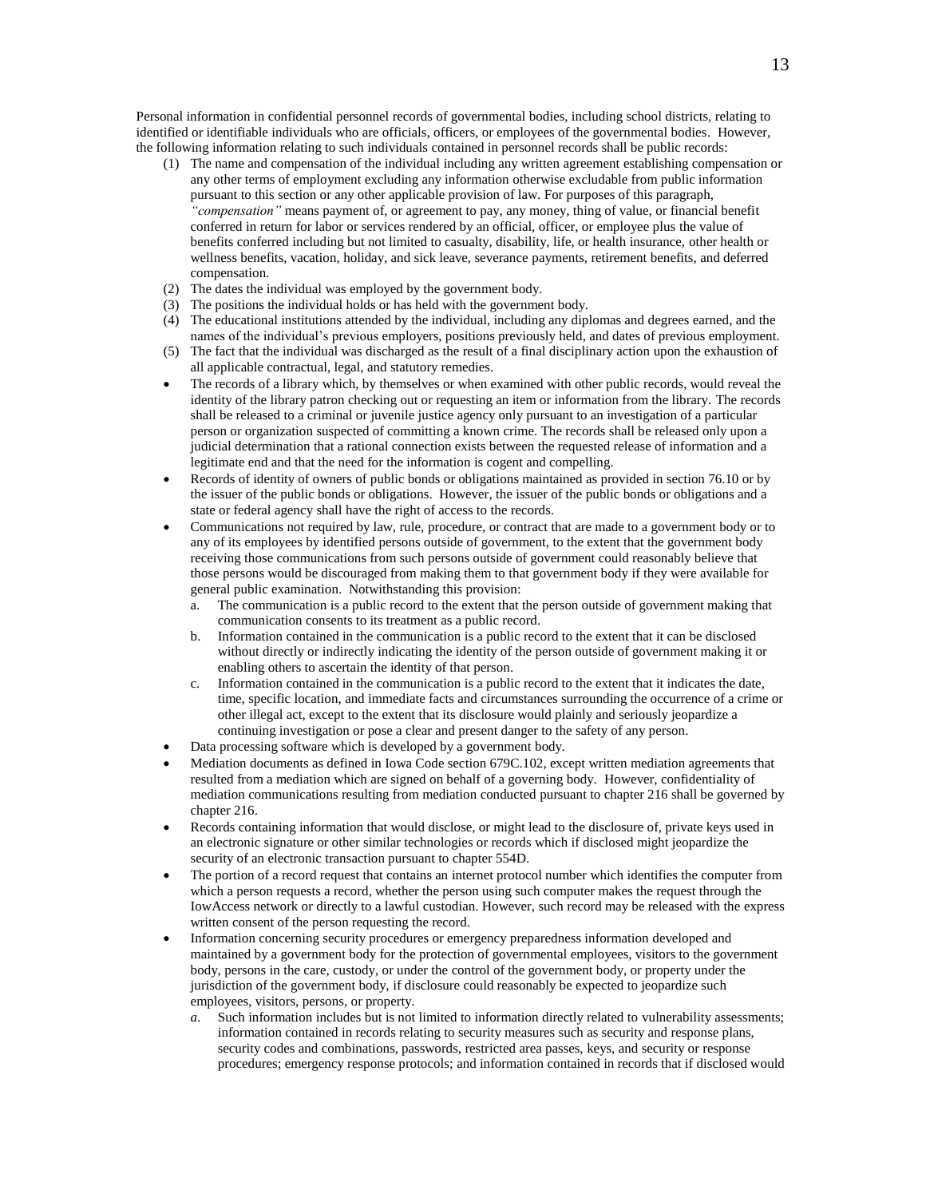Personal information in confidential personnel records of governmental bodies, including school districts, relating to identified or identifiable individuals who are officials, officers, or employees of the governmental bodies. However, the following information relating to such individuals contained in personnel records shall be public records:

1. The name and compensation of the individual including any written agreement establishing compensation or any other terms of employment excluding any information otherwise excludable from public information pursuant to this section or any other applicable provision of law. For purposes of this paragraph, *"compensation"* means payment of, or agreement to pay, any money, thing of value, or financial benefit conferred in return for labor or services rendered by an official, officer, or employee plus the value of benefits conferred including but not limited to casualty, disability, life, or health insurance, other health or wellness benefits, vacation, holiday, and sick leave, severance payments, retirement benefits, and deferred compensation.
2. The dates the individual was employed by the government body.
3. The positions the individual holds or has held with the government body.
4. The educational institutions attended by the individual, including any diplomas and degrees earned, and the names of the individual's previous employers, positions previously held, and dates of previous employment.
5. The fact that the individual was discharged as the result of a final disciplinary action upon the exhaustion of all applicable contractual, legal, and statutory remedies.

- The records of a library which, by themselves or when examined with other public records, would reveal the identity of the library patron checking out or requesting an item or information from the library. The records shall be released to a criminal or juvenile justice agency only pursuant to an investigation of a particular person or organization suspected of committing a known crime. The records shall be released only upon a judicial determination that a rational connection exists between the requested release of information and a legitimate end and that the need for the information is cogent and compelling.
- Records of identity of owners of public bonds or obligations maintained as provided in section 76.10 or by the issuer of the public bonds or obligations. However, the issuer of the public bonds or obligations and a state or federal agency shall have the right of access to the records.
- Communications not required by law, rule, procedure, or contract that are made to a government body or to any of its employees by identified persons outside of government, to the extent that the government body receiving those communications from such persons outside of government could reasonably believe that those persons would be discouraged from making them to that government body if they were available for general public examination. Notwithstanding this provision:
  a. The communication is a public record to the extent that the person outside of government making that communication consents to its treatment as a public record.
  b. Information contained in the communication is a public record to the extent that it can be disclosed without directly or indirectly indicating the identity of the person outside of government making it or enabling others to ascertain the identity of that person.
  c. Information contained in the communication is a public record to the extent that it indicates the date, time, specific location, and immediate facts and circumstances surrounding the occurrence of a crime or other illegal act, except to the extent that its disclosure would plainly and seriously jeopardize a continuing investigation or pose a clear and present danger to the safety of any person.
- Data processing software which is developed by a government body.
- Mediation documents as defined in Iowa Code section 679C.102, except written mediation agreements that resulted from a mediation which are signed on behalf of a governing body. However, confidentiality of mediation communications resulting from mediation conducted pursuant to chapter 216 shall be governed by chapter 216.
- Records containing information that would disclose, or might lead to the disclosure of, private keys used in an electronic signature or other similar technologies or records which if disclosed might jeopardize the security of an electronic transaction pursuant to chapter 554D.
- The portion of a record request that contains an internet protocol number which identifies the computer from which a person requests a record, whether the person using such computer makes the request through the IowAccess network or directly to a lawful custodian. However, such record may be released with the express written consent of the person requesting the record.
- Information concerning security procedures or emergency preparedness information developed and maintained by a government body for the protection of governmental employees, visitors to the government body, persons in the care, custody, or under the control of the government body, or property under the jurisdiction of the government body, if disclosure could reasonably be expected to jeopardize such employees, visitors, persons, or property.
  *a.* Such information includes but is not limited to information directly related to vulnerability assessments; information contained in records relating to security measures such as security and response plans, security codes and combinations, passwords, restricted area passes, keys, and security or response procedures; emergency response protocols; and information contained in records that if disclosed would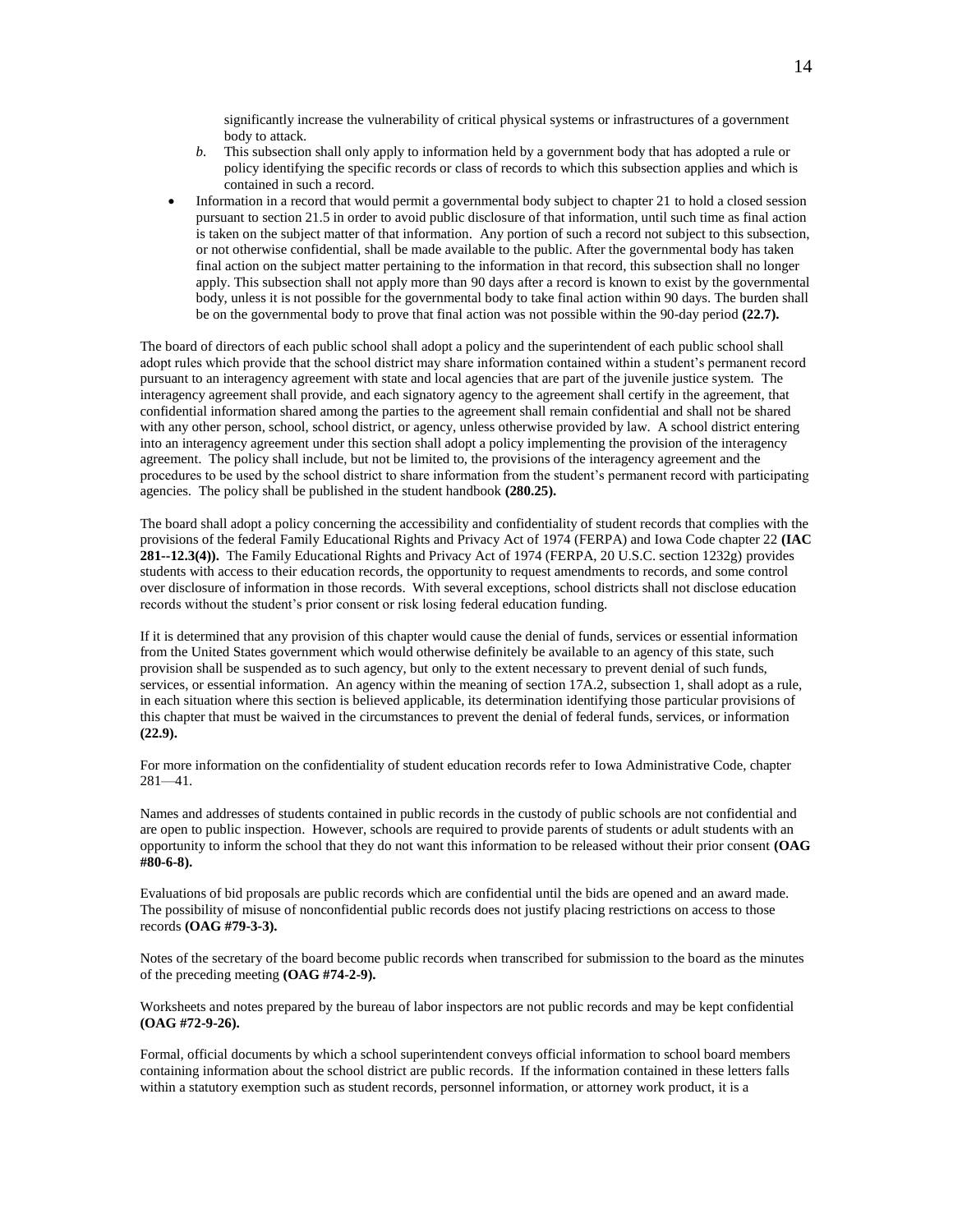significantly increase the vulnerability of critical physical systems or infrastructures of a government body to attack.

*b*. This subsection shall only apply to information held by a government body that has adopted a rule or policy identifying the specific records or class of records to which this subsection applies and which is contained in such a record.

- Information in a record that would permit a governmental body subject to chapter 21 to hold a closed session pursuant to section 21.5 in order to avoid public disclosure of that information, until such time as final action is taken on the subject matter of that information. Any portion of such a record not subject to this subsection, or not otherwise confidential, shall be made available to the public. After the governmental body has taken final action on the subject matter pertaining to the information in that record, this subsection shall no longer apply. This subsection shall not apply more than 90 days after a record is known to exist by the governmental body, unless it is not possible for the governmental body to take final action within 90 days. The burden shall be on the governmental body to prove that final action was not possible within the 90-day period **(22.7).**

The board of directors of each public school shall adopt a policy and the superintendent of each public school shall adopt rules which provide that the school district may share information contained within a student's permanent record pursuant to an interagency agreement with state and local agencies that are part of the juvenile justice system. The interagency agreement shall provide, and each signatory agency to the agreement shall certify in the agreement, that confidential information shared among the parties to the agreement shall remain confidential and shall not be shared with any other person, school, school district, or agency, unless otherwise provided by law. A school district entering into an interagency agreement under this section shall adopt a policy implementing the provision of the interagency agreement. The policy shall include, but not be limited to, the provisions of the interagency agreement and the procedures to be used by the school district to share information from the student's permanent record with participating agencies. The policy shall be published in the student handbook **(280.25).**

The board shall adopt a policy concerning the accessibility and confidentiality of student records that complies with the provisions of the federal Family Educational Rights and Privacy Act of 1974 (FERPA) and Iowa Code chapter 22 **(IAC 281--12.3(4)).** The Family Educational Rights and Privacy Act of 1974 (FERPA, 20 U.S.C. section 1232g) provides students with access to their education records, the opportunity to request amendments to records, and some control over disclosure of information in those records. With several exceptions, school districts shall not disclose education records without the student's prior consent or risk losing federal education funding.

If it is determined that any provision of this chapter would cause the denial of funds, services or essential information from the United States government which would otherwise definitely be available to an agency of this state, such provision shall be suspended as to such agency, but only to the extent necessary to prevent denial of such funds, services, or essential information. An agency within the meaning of section 17A.2, subsection 1, shall adopt as a rule, in each situation where this section is believed applicable, its determination identifying those particular provisions of this chapter that must be waived in the circumstances to prevent the denial of federal funds, services, or information **(22.9).**

For more information on the confidentiality of student education records refer to Iowa Administrative Code, chapter 281—41.

Names and addresses of students contained in public records in the custody of public schools are not confidential and are open to public inspection. However, schools are required to provide parents of students or adult students with an opportunity to inform the school that they do not want this information to be released without their prior consent **(OAG #80-6-8).**

Evaluations of bid proposals are public records which are confidential until the bids are opened and an award made. The possibility of misuse of nonconfidential public records does not justify placing restrictions on access to those records **(OAG #79-3-3).**

Notes of the secretary of the board become public records when transcribed for submission to the board as the minutes of the preceding meeting **(OAG #74-2-9).**

Worksheets and notes prepared by the bureau of labor inspectors are not public records and may be kept confidential **(OAG #72-9-26).**

Formal, official documents by which a school superintendent conveys official information to school board members containing information about the school district are public records. If the information contained in these letters falls within a statutory exemption such as student records, personnel information, or attorney work product, it is a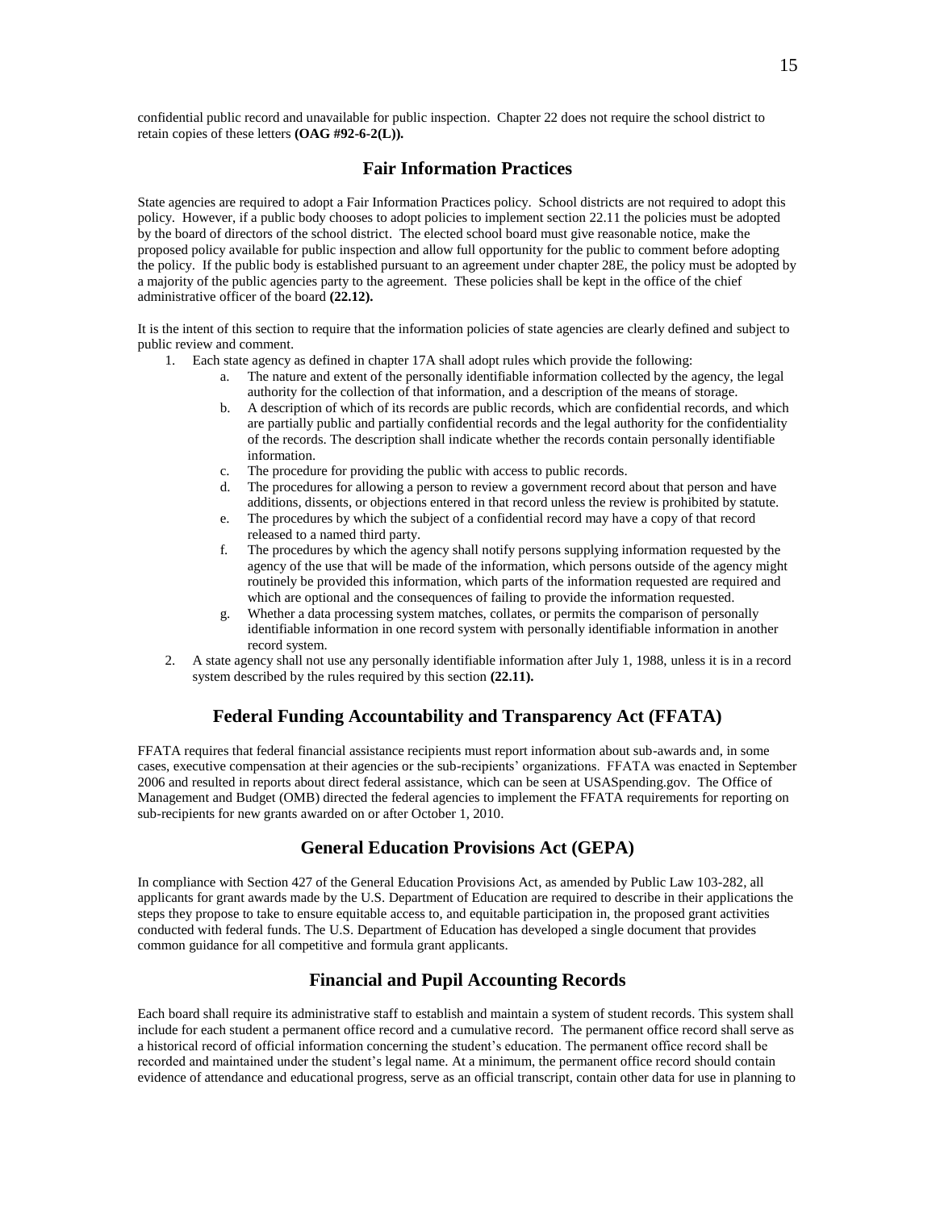confidential public record and unavailable for public inspection. Chapter 22 does not require the school district to retain copies of these letters **(OAG #92-6-2(L)).**

## Fair Information Practices

State agencies are required to adopt a Fair Information Practices policy. School districts are not required to adopt this policy. However, if a public body chooses to adopt policies to implement section 22.11 the policies must be adopted by the board of directors of the school district. The elected school board must give reasonable notice, make the proposed policy available for public inspection and allow full opportunity for the public to comment before adopting the policy. If the public body is established pursuant to an agreement under chapter 28E, the policy must be adopted by a majority of the public agencies party to the agreement. These policies shall be kept in the office of the chief administrative officer of the board **(22.12).**

It is the intent of this section to require that the information policies of state agencies are clearly defined and subject to public review and comment.

1. Each state agency as defined in chapter 17A shall adopt rules which provide the following:
   a. The nature and extent of the personally identifiable information collected by the agency, the legal authority for the collection of that information, and a description of the means of storage.
   b. A description of which of its records are public records, which are confidential records, and which are partially public and partially confidential records and the legal authority for the confidentiality of the records. The description shall indicate whether the records contain personally identifiable information.
   c. The procedure for providing the public with access to public records.
   d. The procedures for allowing a person to review a government record about that person and have additions, dissents, or objections entered in that record unless the review is prohibited by statute.
   e. The procedures by which the subject of a confidential record may have a copy of that record released to a named third party.
   f. The procedures by which the agency shall notify persons supplying information requested by the agency of the use that will be made of the information, which persons outside of the agency might routinely be provided this information, which parts of the information requested are required and which are optional and the consequences of failing to provide the information requested.
   g. Whether a data processing system matches, collates, or permits the comparison of personally identifiable information in one record system with personally identifiable information in another record system.
2. A state agency shall not use any personally identifiable information after July 1, 1988, unless it is in a record system described by the rules required by this section **(22.11).**

## Federal Funding Accountability and Transparency Act (FFATA)

FFATA requires that federal financial assistance recipients must report information about sub-awards and, in some cases, executive compensation at their agencies or the sub-recipients' organizations. FFATA was enacted in September 2006 and resulted in reports about direct federal assistance, which can be seen at USASpending.gov. The Office of Management and Budget (OMB) directed the federal agencies to implement the FFATA requirements for reporting on sub-recipients for new grants awarded on or after October 1, 2010.

## General Education Provisions Act (GEPA)

In compliance with Section 427 of the General Education Provisions Act, as amended by Public Law 103-282, all applicants for grant awards made by the U.S. Department of Education are required to describe in their applications the steps they propose to take to ensure equitable access to, and equitable participation in, the proposed grant activities conducted with federal funds. The U.S. Department of Education has developed a single document that provides common guidance for all competitive and formula grant applicants.

## Financial and Pupil Accounting Records

Each board shall require its administrative staff to establish and maintain a system of student records. This system shall include for each student a permanent office record and a cumulative record. The permanent office record shall serve as a historical record of official information concerning the student's education. The permanent office record shall be recorded and maintained under the student's legal name. At a minimum, the permanent office record should contain evidence of attendance and educational progress, serve as an official transcript, contain other data for use in planning to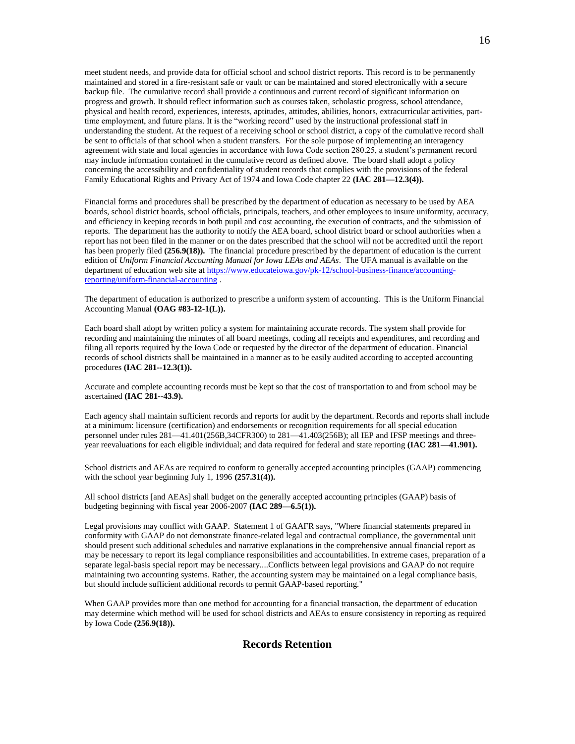meet student needs, and provide data for official school and school district reports. This record is to be permanently maintained and stored in a fire-resistant safe or vault or can be maintained and stored electronically with a secure backup file. The cumulative record shall provide a continuous and current record of significant information on progress and growth. It should reflect information such as courses taken, scholastic progress, school attendance, physical and health record, experiences, interests, aptitudes, attitudes, abilities, honors, extracurricular activities, part-time employment, and future plans. It is the "working record" used by the instructional professional staff in understanding the student. At the request of a receiving school or school district, a copy of the cumulative record shall be sent to officials of that school when a student transfers. For the sole purpose of implementing an interagency agreement with state and local agencies in accordance with Iowa Code section 280.25, a student's permanent record may include information contained in the cumulative record as defined above. The board shall adopt a policy concerning the accessibility and confidentiality of student records that complies with the provisions of the federal Family Educational Rights and Privacy Act of 1974 and Iowa Code chapter 22 **(IAC 281—12.3(4)).**

Financial forms and procedures shall be prescribed by the department of education as necessary to be used by AEA boards, school district boards, school officials, principals, teachers, and other employees to insure uniformity, accuracy, and efficiency in keeping records in both pupil and cost accounting, the execution of contracts, and the submission of reports. The department has the authority to notify the AEA board, school district board or school authorities when a report has not been filed in the manner or on the dates prescribed that the school will not be accredited until the report has been properly filed **(256.9(18)).** The financial procedure prescribed by the department of education is the current edition of *Uniform Financial Accounting Manual for Iowa LEAs and AEAs*. The UFA manual is available on the department of education web site at [https://www.educateiowa.gov/pk-12/school-business-finance/accounting-reporting/uniform-financial-accounting](https://www.educateiowa.gov/pk-12/school-business-finance/accounting-reporting/uniform-financial-accounting) .

The department of education is authorized to prescribe a uniform system of accounting. This is the Uniform Financial Accounting Manual **(OAG #83-12-1(L)).**

Each board shall adopt by written policy a system for maintaining accurate records. The system shall provide for recording and maintaining the minutes of all board meetings, coding all receipts and expenditures, and recording and filing all reports required by the Iowa Code or requested by the director of the department of education. Financial records of school districts shall be maintained in a manner as to be easily audited according to accepted accounting procedures **(IAC 281--12.3(1)).**

Accurate and complete accounting records must be kept so that the cost of transportation to and from school may be ascertained **(IAC 281--43.9).**

Each agency shall maintain sufficient records and reports for audit by the department. Records and reports shall include at a minimum: licensure (certification) and endorsements or recognition requirements for all special education personnel under rules 281—41.401(256B,34CFR300) to 281—41.403(256B); all IEP and IFSP meetings and three-year reevaluations for each eligible individual; and data required for federal and state reporting **(IAC 281—41.901).**

School districts and AEAs are required to conform to generally accepted accounting principles (GAAP) commencing with the school year beginning July 1, 1996 **(257.31(4)).**

All school districts [and AEAs] shall budget on the generally accepted accounting principles (GAAP) basis of budgeting beginning with fiscal year 2006-2007 **(IAC 289—6.5(1)).**

Legal provisions may conflict with GAAP. Statement 1 of GAAFR says, "Where financial statements prepared in conformity with GAAP do not demonstrate finance-related legal and contractual compliance, the governmental unit should present such additional schedules and narrative explanations in the comprehensive annual financial report as may be necessary to report its legal compliance responsibilities and accountabilities. In extreme cases, preparation of a separate legal-basis special report may be necessary....Conflicts between legal provisions and GAAP do not require maintaining two accounting systems. Rather, the accounting system may be maintained on a legal compliance basis, but should include sufficient additional records to permit GAAP-based reporting."

When GAAP provides more than one method for accounting for a financial transaction, the department of education may determine which method will be used for school districts and AEAs to ensure consistency in reporting as required by Iowa Code **(256.9(18)).**

## Records Retention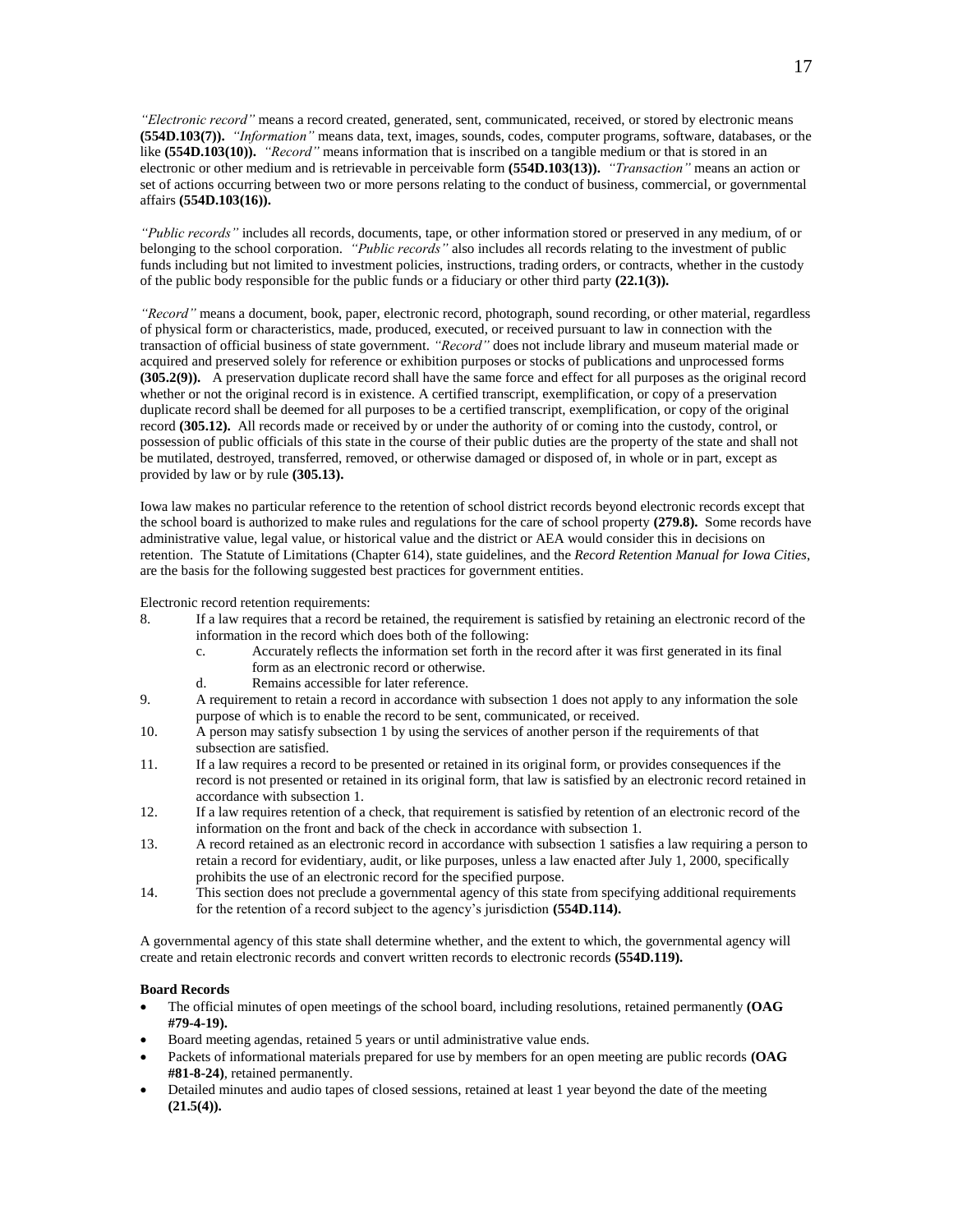*"Electronic record"* means a record created, generated, sent, communicated, received, or stored by electronic means **(554D.103(7)).** *"Information"* means data, text, images, sounds, codes, computer programs, software, databases, or the like **(554D.103(10)).** *"Record"* means information that is inscribed on a tangible medium or that is stored in an electronic or other medium and is retrievable in perceivable form **(554D.103(13)).** *"Transaction"* means an action or set of actions occurring between two or more persons relating to the conduct of business, commercial, or governmental affairs **(554D.103(16)).**

*"Public records"* includes all records, documents, tape, or other information stored or preserved in any medium, of or belonging to the school corporation. *"Public records"* also includes all records relating to the investment of public funds including but not limited to investment policies, instructions, trading orders, or contracts, whether in the custody of the public body responsible for the public funds or a fiduciary or other third party **(22.1(3)).**

*"Record"* means a document, book, paper, electronic record, photograph, sound recording, or other material, regardless of physical form or characteristics, made, produced, executed, or received pursuant to law in connection with the transaction of official business of state government. *"Record"* does not include library and museum material made or acquired and preserved solely for reference or exhibition purposes or stocks of publications and unprocessed forms **(305.2(9)).** A preservation duplicate record shall have the same force and effect for all purposes as the original record whether or not the original record is in existence. A certified transcript, exemplification, or copy of a preservation duplicate record shall be deemed for all purposes to be a certified transcript, exemplification, or copy of the original record **(305.12).** All records made or received by or under the authority of or coming into the custody, control, or possession of public officials of this state in the course of their public duties are the property of the state and shall not be mutilated, destroyed, transferred, removed, or otherwise damaged or disposed of, in whole or in part, except as provided by law or by rule **(305.13).**

Iowa law makes no particular reference to the retention of school district records beyond electronic records except that the school board is authorized to make rules and regulations for the care of school property **(279.8).** Some records have administrative value, legal value, or historical value and the district or AEA would consider this in decisions on retention. The Statute of Limitations (Chapter 614), state guidelines, and the *Record Retention Manual for Iowa Cities*, are the basis for the following suggested best practices for government entities.

Electronic record retention requirements:

8. If a law requires that a record be retained, the requirement is satisfied by retaining an electronic record of the information in the record which does both of the following:
   c. Accurately reflects the information set forth in the record after it was first generated in its final form as an electronic record or otherwise.
   d. Remains accessible for later reference.
9. A requirement to retain a record in accordance with subsection 1 does not apply to any information the sole purpose of which is to enable the record to be sent, communicated, or received.
10. A person may satisfy subsection 1 by using the services of another person if the requirements of that subsection are satisfied.
11. If a law requires a record to be presented or retained in its original form, or provides consequences if the record is not presented or retained in its original form, that law is satisfied by an electronic record retained in accordance with subsection 1.
12. If a law requires retention of a check, that requirement is satisfied by retention of an electronic record of the information on the front and back of the check in accordance with subsection 1.
13. A record retained as an electronic record in accordance with subsection 1 satisfies a law requiring a person to retain a record for evidentiary, audit, or like purposes, unless a law enacted after July 1, 2000, specifically prohibits the use of an electronic record for the specified purpose.
14. This section does not preclude a governmental agency of this state from specifying additional requirements for the retention of a record subject to the agency's jurisdiction **(554D.114).**

A governmental agency of this state shall determine whether, and the extent to which, the governmental agency will create and retain electronic records and convert written records to electronic records **(554D.119).**

**Board Records**

- The official minutes of open meetings of the school board, including resolutions, retained permanently **(OAG #79-4-19).**
- Board meeting agendas, retained 5 years or until administrative value ends.
- Packets of informational materials prepared for use by members for an open meeting are public records **(OAG #81-8-24)**, retained permanently.
- Detailed minutes and audio tapes of closed sessions, retained at least 1 year beyond the date of the meeting **(21.5(4)).**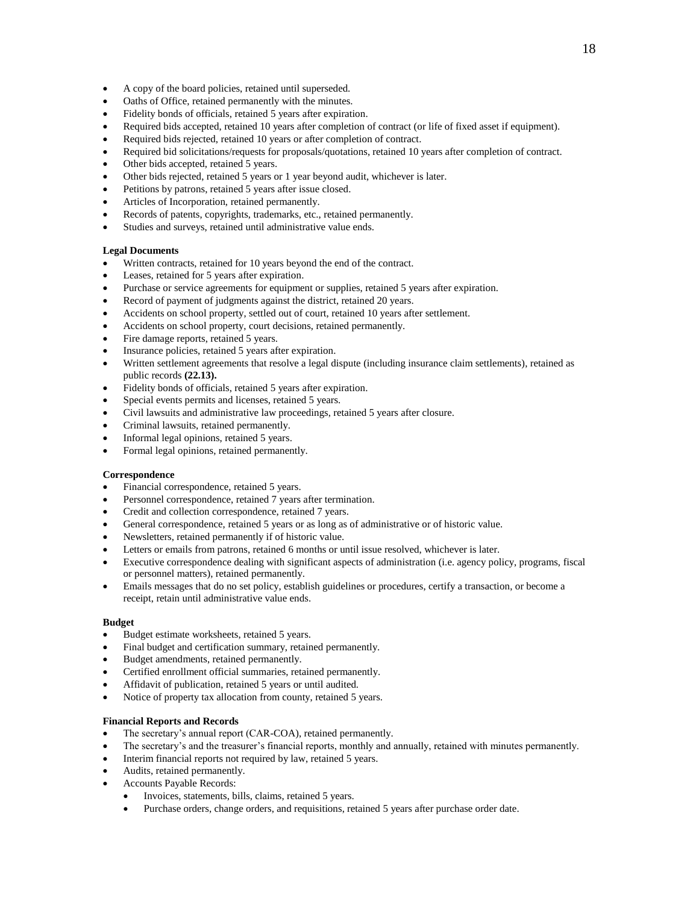- A copy of the board policies, retained until superseded.
- Oaths of Office, retained permanently with the minutes.
- Fidelity bonds of officials, retained 5 years after expiration.
- Required bids accepted, retained 10 years after completion of contract (or life of fixed asset if equipment).
- Required bids rejected, retained 10 years or after completion of contract.
- Required bid solicitations/requests for proposals/quotations, retained 10 years after completion of contract.
- Other bids accepted, retained 5 years.
- Other bids rejected, retained 5 years or 1 year beyond audit, whichever is later.
- Petitions by patrons, retained 5 years after issue closed.
- Articles of Incorporation, retained permanently.
- Records of patents, copyrights, trademarks, etc., retained permanently.
- Studies and surveys, retained until administrative value ends.

**Legal Documents**

- Written contracts, retained for 10 years beyond the end of the contract.
- Leases, retained for 5 years after expiration.
- Purchase or service agreements for equipment or supplies, retained 5 years after expiration.
- Record of payment of judgments against the district, retained 20 years.
- Accidents on school property, settled out of court, retained 10 years after settlement.
- Accidents on school property, court decisions, retained permanently.
- Fire damage reports, retained 5 years.
- Insurance policies, retained 5 years after expiration.
- Written settlement agreements that resolve a legal dispute (including insurance claim settlements), retained as public records **(22.13).**
- Fidelity bonds of officials, retained 5 years after expiration.
- Special events permits and licenses, retained 5 years.
- Civil lawsuits and administrative law proceedings, retained 5 years after closure.
- Criminal lawsuits, retained permanently.
- Informal legal opinions, retained 5 years.
- Formal legal opinions, retained permanently.

**Correspondence**

- Financial correspondence, retained 5 years.
- Personnel correspondence, retained 7 years after termination.
- Credit and collection correspondence, retained 7 years.
- General correspondence, retained 5 years or as long as of administrative or of historic value.
- Newsletters, retained permanently if of historic value.
- Letters or emails from patrons, retained 6 months or until issue resolved, whichever is later.
- Executive correspondence dealing with significant aspects of administration (i.e. agency policy, programs, fiscal or personnel matters), retained permanently.
- Emails messages that do no set policy, establish guidelines or procedures, certify a transaction, or become a receipt, retain until administrative value ends.

**Budget**

- Budget estimate worksheets, retained 5 years.
- Final budget and certification summary, retained permanently.
- Budget amendments, retained permanently.
- Certified enrollment official summaries, retained permanently.
- Affidavit of publication, retained 5 years or until audited.
- Notice of property tax allocation from county, retained 5 years.

**Financial Reports and Records**

- The secretary's annual report (CAR-COA), retained permanently.
- The secretary's and the treasurer's financial reports, monthly and annually, retained with minutes permanently.
- Interim financial reports not required by law, retained 5 years.
- Audits, retained permanently.
- Accounts Payable Records:
  - Invoices, statements, bills, claims, retained 5 years.
  - Purchase orders, change orders, and requisitions, retained 5 years after purchase order date.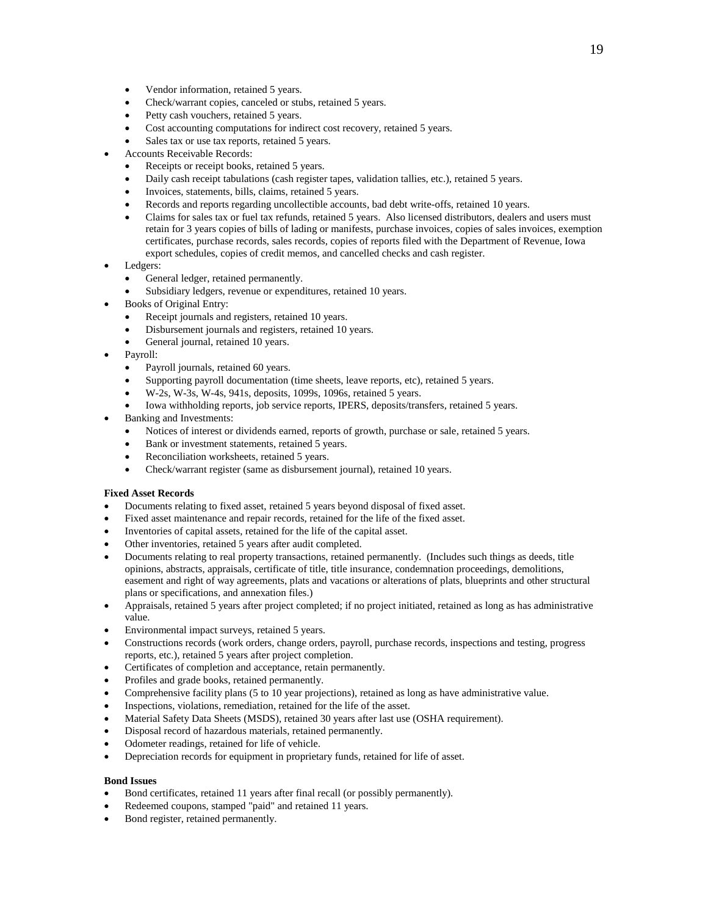- Vendor information, retained 5 years.
  - Check/warrant copies, canceled or stubs, retained 5 years.
  - Petty cash vouchers, retained 5 years.
  - Cost accounting computations for indirect cost recovery, retained 5 years.
  - Sales tax or use tax reports, retained 5 years.
- Accounts Receivable Records:
  - Receipts or receipt books, retained 5 years.
  - Daily cash receipt tabulations (cash register tapes, validation tallies, etc.), retained 5 years.
  - Invoices, statements, bills, claims, retained 5 years.
  - Records and reports regarding uncollectible accounts, bad debt write-offs, retained 10 years.
  - Claims for sales tax or fuel tax refunds, retained 5 years. Also licensed distributors, dealers and users must retain for 3 years copies of bills of lading or manifests, purchase invoices, copies of sales invoices, exemption certificates, purchase records, sales records, copies of reports filed with the Department of Revenue, Iowa export schedules, copies of credit memos, and cancelled checks and cash register.
- Ledgers:
  - General ledger, retained permanently.
  - Subsidiary ledgers, revenue or expenditures, retained 10 years.
- Books of Original Entry:
  - Receipt journals and registers, retained 10 years.
  - Disbursement journals and registers, retained 10 years.
  - General journal, retained 10 years.
- Payroll:
  - Payroll journals, retained 60 years.
  - Supporting payroll documentation (time sheets, leave reports, etc), retained 5 years.
  - W-2s, W-3s, W-4s, 941s, deposits, 1099s, 1096s, retained 5 years.
  - Iowa withholding reports, job service reports, IPERS, deposits/transfers, retained 5 years.
- Banking and Investments:
  - Notices of interest or dividends earned, reports of growth, purchase or sale, retained 5 years.
  - Bank or investment statements, retained 5 years.
  - Reconciliation worksheets, retained 5 years.
  - Check/warrant register (same as disbursement journal), retained 10 years.

**Fixed Asset Records**

- Documents relating to fixed asset, retained 5 years beyond disposal of fixed asset.
- Fixed asset maintenance and repair records, retained for the life of the fixed asset.
- Inventories of capital assets, retained for the life of the capital asset.
- Other inventories, retained 5 years after audit completed.
- Documents relating to real property transactions, retained permanently. (Includes such things as deeds, title opinions, abstracts, appraisals, certificate of title, title insurance, condemnation proceedings, demolitions, easement and right of way agreements, plats and vacations or alterations of plats, blueprints and other structural plans or specifications, and annexation files.)
- Appraisals, retained 5 years after project completed; if no project initiated, retained as long as has administrative value.
- Environmental impact surveys, retained 5 years.
- Constructions records (work orders, change orders, payroll, purchase records, inspections and testing, progress reports, etc.), retained 5 years after project completion.
- Certificates of completion and acceptance, retain permanently.
- Profiles and grade books, retained permanently.
- Comprehensive facility plans (5 to 10 year projections), retained as long as have administrative value.
- Inspections, violations, remediation, retained for the life of the asset.
- Material Safety Data Sheets (MSDS), retained 30 years after last use (OSHA requirement).
- Disposal record of hazardous materials, retained permanently.
- Odometer readings, retained for life of vehicle.
- Depreciation records for equipment in proprietary funds, retained for life of asset.

**Bond Issues**

- Bond certificates, retained 11 years after final recall (or possibly permanently).
- Redeemed coupons, stamped "paid" and retained 11 years.
- Bond register, retained permanently.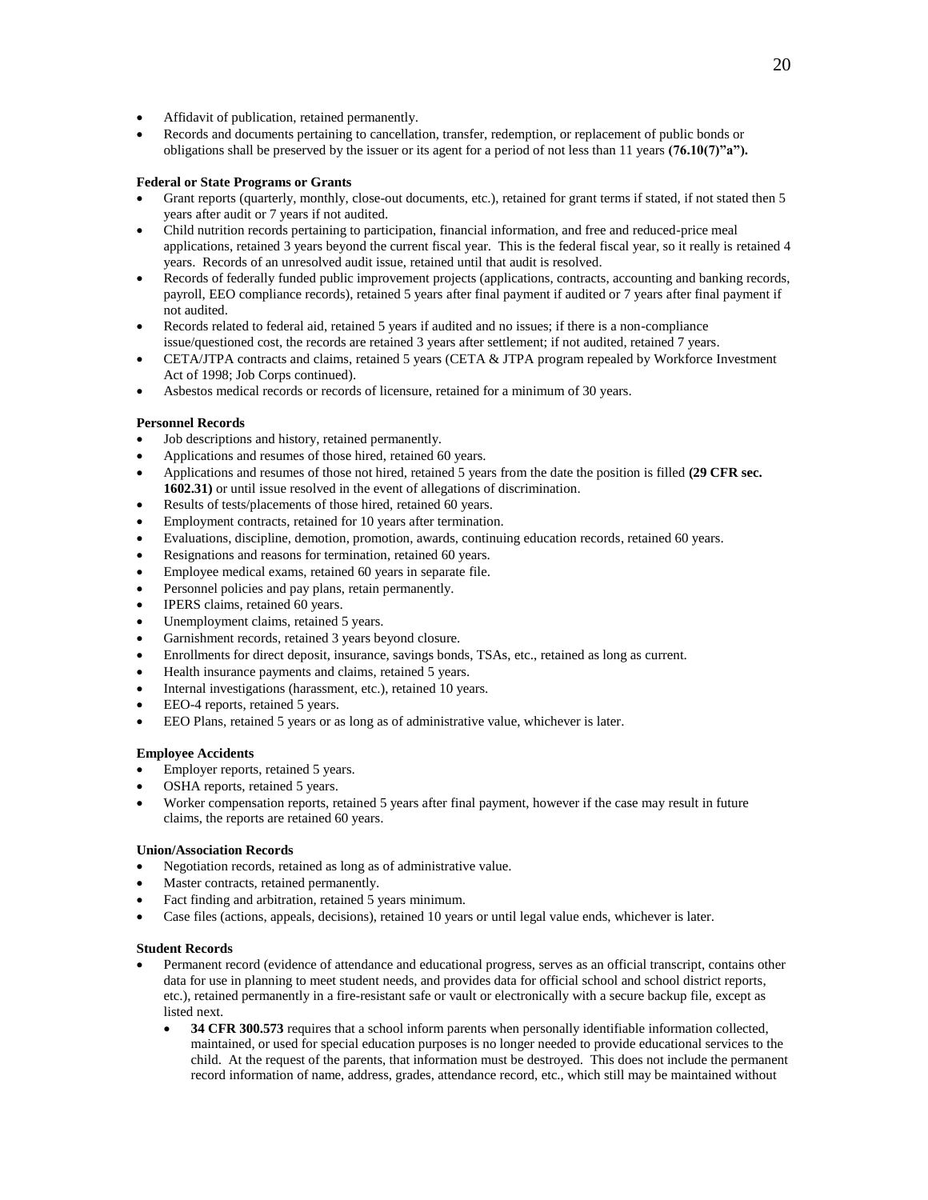- Affidavit of publication, retained permanently.
- Records and documents pertaining to cancellation, transfer, redemption, or replacement of public bonds or obligations shall be preserved by the issuer or its agent for a period of not less than 11 years **(76.10(7)"a").**

**Federal or State Programs or Grants**

- Grant reports (quarterly, monthly, close-out documents, etc.), retained for grant terms if stated, if not stated then 5 years after audit or 7 years if not audited.
- Child nutrition records pertaining to participation, financial information, and free and reduced-price meal applications, retained 3 years beyond the current fiscal year. This is the federal fiscal year, so it really is retained 4 years. Records of an unresolved audit issue, retained until that audit is resolved.
- Records of federally funded public improvement projects (applications, contracts, accounting and banking records, payroll, EEO compliance records), retained 5 years after final payment if audited or 7 years after final payment if not audited.
- Records related to federal aid, retained 5 years if audited and no issues; if there is a non-compliance issue/questioned cost, the records are retained 3 years after settlement; if not audited, retained 7 years.
- CETA/JTPA contracts and claims, retained 5 years (CETA & JTPA program repealed by Workforce Investment Act of 1998; Job Corps continued).
- Asbestos medical records or records of licensure, retained for a minimum of 30 years.

**Personnel Records**

- Job descriptions and history, retained permanently.
- Applications and resumes of those hired, retained 60 years.
- Applications and resumes of those not hired, retained 5 years from the date the position is filled **(29 CFR sec. 1602.31)** or until issue resolved in the event of allegations of discrimination.
- Results of tests/placements of those hired, retained 60 years.
- Employment contracts, retained for 10 years after termination.
- Evaluations, discipline, demotion, promotion, awards, continuing education records, retained 60 years.
- Resignations and reasons for termination, retained 60 years.
- Employee medical exams, retained 60 years in separate file.
- Personnel policies and pay plans, retain permanently.
- IPERS claims, retained 60 years.
- Unemployment claims, retained 5 years.
- Garnishment records, retained 3 years beyond closure.
- Enrollments for direct deposit, insurance, savings bonds, TSAs, etc., retained as long as current.
- Health insurance payments and claims, retained 5 years.
- Internal investigations (harassment, etc.), retained 10 years.
- EEO-4 reports, retained 5 years.
- EEO Plans, retained 5 years or as long as of administrative value, whichever is later.

**Employee Accidents**

- Employer reports, retained 5 years.
- OSHA reports, retained 5 years.
- Worker compensation reports, retained 5 years after final payment, however if the case may result in future claims, the reports are retained 60 years.

**Union/Association Records**

- Negotiation records, retained as long as of administrative value.
- Master contracts, retained permanently.
- Fact finding and arbitration, retained 5 years minimum.
- Case files (actions, appeals, decisions), retained 10 years or until legal value ends, whichever is later.

**Student Records**

- Permanent record (evidence of attendance and educational progress, serves as an official transcript, contains other data for use in planning to meet student needs, and provides data for official school and school district reports, etc.), retained permanently in a fire-resistant safe or vault or electronically with a secure backup file, except as listed next.
  - **34 CFR 300.573** requires that a school inform parents when personally identifiable information collected, maintained, or used for special education purposes is no longer needed to provide educational services to the child. At the request of the parents, that information must be destroyed. This does not include the permanent record information of name, address, grades, attendance record, etc., which still may be maintained without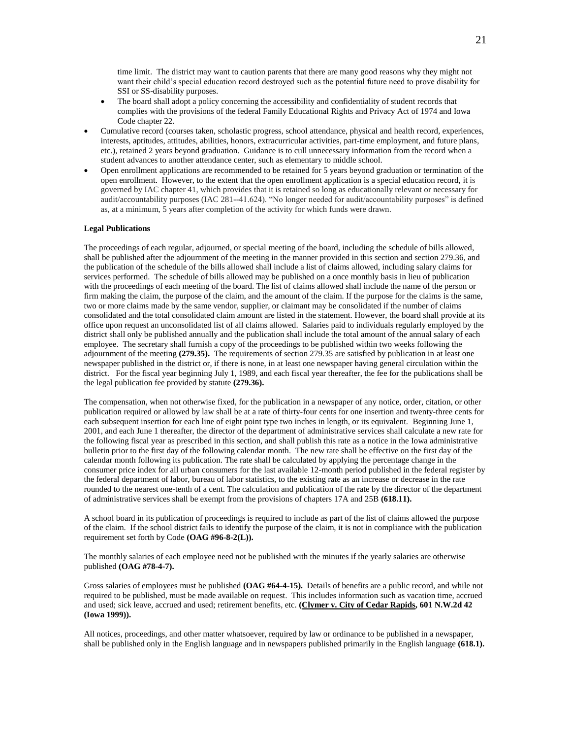time limit. The district may want to caution parents that there are many good reasons why they might not want their child's special education record destroyed such as the potential future need to prove disability for SSI or SS-disability purposes.

    - The board shall adopt a policy concerning the accessibility and confidentiality of student records that complies with the provisions of the federal Family Educational Rights and Privacy Act of 1974 and Iowa Code chapter 22.

- Cumulative record (courses taken, scholastic progress, school attendance, physical and health record, experiences, interests, aptitudes, attitudes, abilities, honors, extracurricular activities, part-time employment, and future plans, etc.), retained 2 years beyond graduation. Guidance is to cull unnecessary information from the record when a student advances to another attendance center, such as elementary to middle school.
- Open enrollment applications are recommended to be retained for 5 years beyond graduation or termination of the open enrollment. However, to the extent that the open enrollment application is a special education record, it is governed by IAC chapter 41, which provides that it is retained so long as educationally relevant or necessary for audit/accountability purposes (IAC 281--41.624). "No longer needed for audit/accountability purposes" is defined as, at a minimum, 5 years after completion of the activity for which funds were drawn.

**Legal Publications**

The proceedings of each regular, adjourned, or special meeting of the board, including the schedule of bills allowed, shall be published after the adjournment of the meeting in the manner provided in this section and section 279.36, and the publication of the schedule of the bills allowed shall include a list of claims allowed, including salary claims for services performed. The schedule of bills allowed may be published on a once monthly basis in lieu of publication with the proceedings of each meeting of the board. The list of claims allowed shall include the name of the person or firm making the claim, the purpose of the claim, and the amount of the claim. If the purpose for the claims is the same, two or more claims made by the same vendor, supplier, or claimant may be consolidated if the number of claims consolidated and the total consolidated claim amount are listed in the statement. However, the board shall provide at its office upon request an unconsolidated list of all claims allowed. Salaries paid to individuals regularly employed by the district shall only be published annually and the publication shall include the total amount of the annual salary of each employee. The secretary shall furnish a copy of the proceedings to be published within two weeks following the adjournment of the meeting **(279.35).** The requirements of section 279.35 are satisfied by publication in at least one newspaper published in the district or, if there is none, in at least one newspaper having general circulation within the district. For the fiscal year beginning July 1, 1989, and each fiscal year thereafter, the fee for the publications shall be the legal publication fee provided by statute **(279.36).**

The compensation, when not otherwise fixed, for the publication in a newspaper of any notice, order, citation, or other publication required or allowed by law shall be at a rate of thirty-four cents for one insertion and twenty-three cents for each subsequent insertion for each line of eight point type two inches in length, or its equivalent. Beginning June 1, 2001, and each June 1 thereafter, the director of the department of administrative services shall calculate a new rate for the following fiscal year as prescribed in this section, and shall publish this rate as a notice in the Iowa administrative bulletin prior to the first day of the following calendar month. The new rate shall be effective on the first day of the calendar month following its publication. The rate shall be calculated by applying the percentage change in the consumer price index for all urban consumers for the last available 12-month period published in the federal register by the federal department of labor, bureau of labor statistics, to the existing rate as an increase or decrease in the rate rounded to the nearest one-tenth of a cent. The calculation and publication of the rate by the director of the department of administrative services shall be exempt from the provisions of chapters 17A and 25B **(618.11).**

A school board in its publication of proceedings is required to include as part of the list of claims allowed the purpose of the claim. If the school district fails to identify the purpose of the claim, it is not in compliance with the publication requirement set forth by Code **(OAG #96-8-2(L)).**

The monthly salaries of each employee need not be published with the minutes if the yearly salaries are otherwise published **(OAG #78-4-7).**

Gross salaries of employees must be published **(OAG #64-4-15).** Details of benefits are a public record, and while not required to be published, must be made available on request. This includes information such as vacation time, accrued and used; sick leave, accrued and used; retirement benefits, etc. **(Clymer v. City of Cedar Rapids, 601 N.W.2d 42 (Iowa 1999)).**

All notices, proceedings, and other matter whatsoever, required by law or ordinance to be published in a newspaper, shall be published only in the English language and in newspapers published primarily in the English language **(618.1).**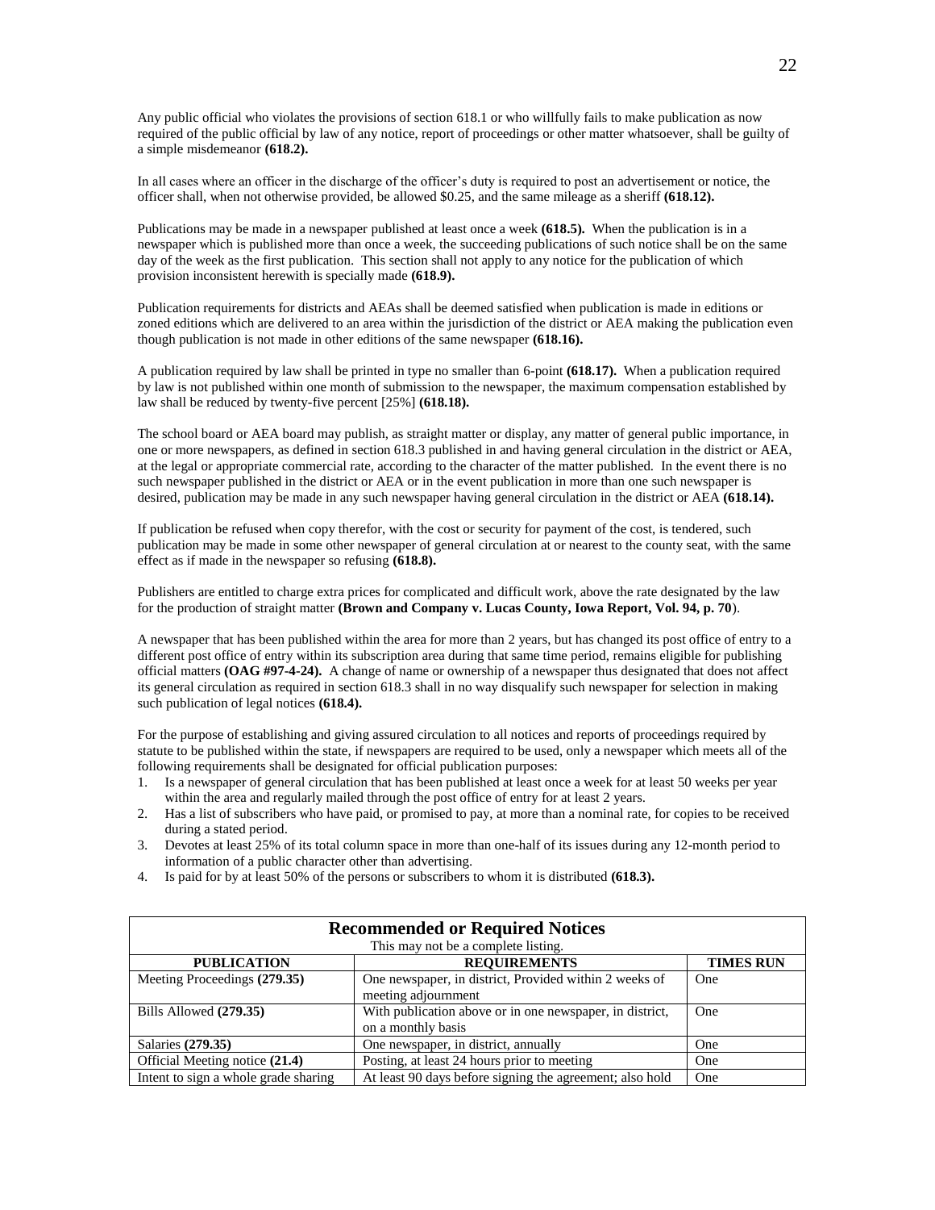Any public official who violates the provisions of section 618.1 or who willfully fails to make publication as now required of the public official by law of any notice, report of proceedings or other matter whatsoever, shall be guilty of a simple misdemeanor **(618.2).**

In all cases where an officer in the discharge of the officer's duty is required to post an advertisement or notice, the officer shall, when not otherwise provided, be allowed $0.25, and the same mileage as a sheriff **(618.12).**

Publications may be made in a newspaper published at least once a week **(618.5).** When the publication is in a newspaper which is published more than once a week, the succeeding publications of such notice shall be on the same day of the week as the first publication. This section shall not apply to any notice for the publication of which provision inconsistent herewith is specially made **(618.9).**

Publication requirements for districts and AEAs shall be deemed satisfied when publication is made in editions or zoned editions which are delivered to an area within the jurisdiction of the district or AEA making the publication even though publication is not made in other editions of the same newspaper **(618.16).**

A publication required by law shall be printed in type no smaller than 6-point **(618.17).** When a publication required by law is not published within one month of submission to the newspaper, the maximum compensation established by law shall be reduced by twenty-five percent [25%] **(618.18).**

The school board or AEA board may publish, as straight matter or display, any matter of general public importance, in one or more newspapers, as defined in section 618.3 published in and having general circulation in the district or AEA, at the legal or appropriate commercial rate, according to the character of the matter published. In the event there is no such newspaper published in the district or AEA or in the event publication in more than one such newspaper is desired, publication may be made in any such newspaper having general circulation in the district or AEA **(618.14).**

If publication be refused when copy therefor, with the cost or security for payment of the cost, is tendered, such publication may be made in some other newspaper of general circulation at or nearest to the county seat, with the same effect as if made in the newspaper so refusing **(618.8).**

Publishers are entitled to charge extra prices for complicated and difficult work, above the rate designated by the law for the production of straight matter **(Brown and Company v. Lucas County, Iowa Report, Vol. 94, p. 70**).

A newspaper that has been published within the area for more than 2 years, but has changed its post office of entry to a different post office of entry within its subscription area during that same time period, remains eligible for publishing official matters **(OAG #97-4-24).** A change of name or ownership of a newspaper thus designated that does not affect its general circulation as required in section 618.3 shall in no way disqualify such newspaper for selection in making such publication of legal notices **(618.4).**

For the purpose of establishing and giving assured circulation to all notices and reports of proceedings required by statute to be published within the state, if newspapers are required to be used, only a newspaper which meets all of the following requirements shall be designated for official publication purposes:

1. Is a newspaper of general circulation that has been published at least once a week for at least 50 weeks per year within the area and regularly mailed through the post office of entry for at least 2 years.
2. Has a list of subscribers who have paid, or promised to pay, at more than a nominal rate, for copies to be received during a stated period.
3. Devotes at least 25% of its total column space in more than one-half of its issues during any 12-month period to information of a public character other than advertising.
4. Is paid for by at least 50% of the persons or subscribers to whom it is distributed **(618.3).**

**Recommended or Required Notices**

This may not be a complete listing.

| PUBLICATION | REQUIREMENTS | TIMES RUN |
|---|---|---|
| Meeting Proceedings **(279.35)** | One newspaper, in district, Provided within 2 weeks of meeting adjournment | One |
| Bills Allowed **(279.35)** | With publication above or in one newspaper, in district, on a monthly basis | One |
| Salaries **(279.35)** | One newspaper, in district, annually | One |
| Official Meeting notice **(21.4)** | Posting, at least 24 hours prior to meeting | One |
| Intent to sign a whole grade sharing | At least 90 days before signing the agreement; also hold | One |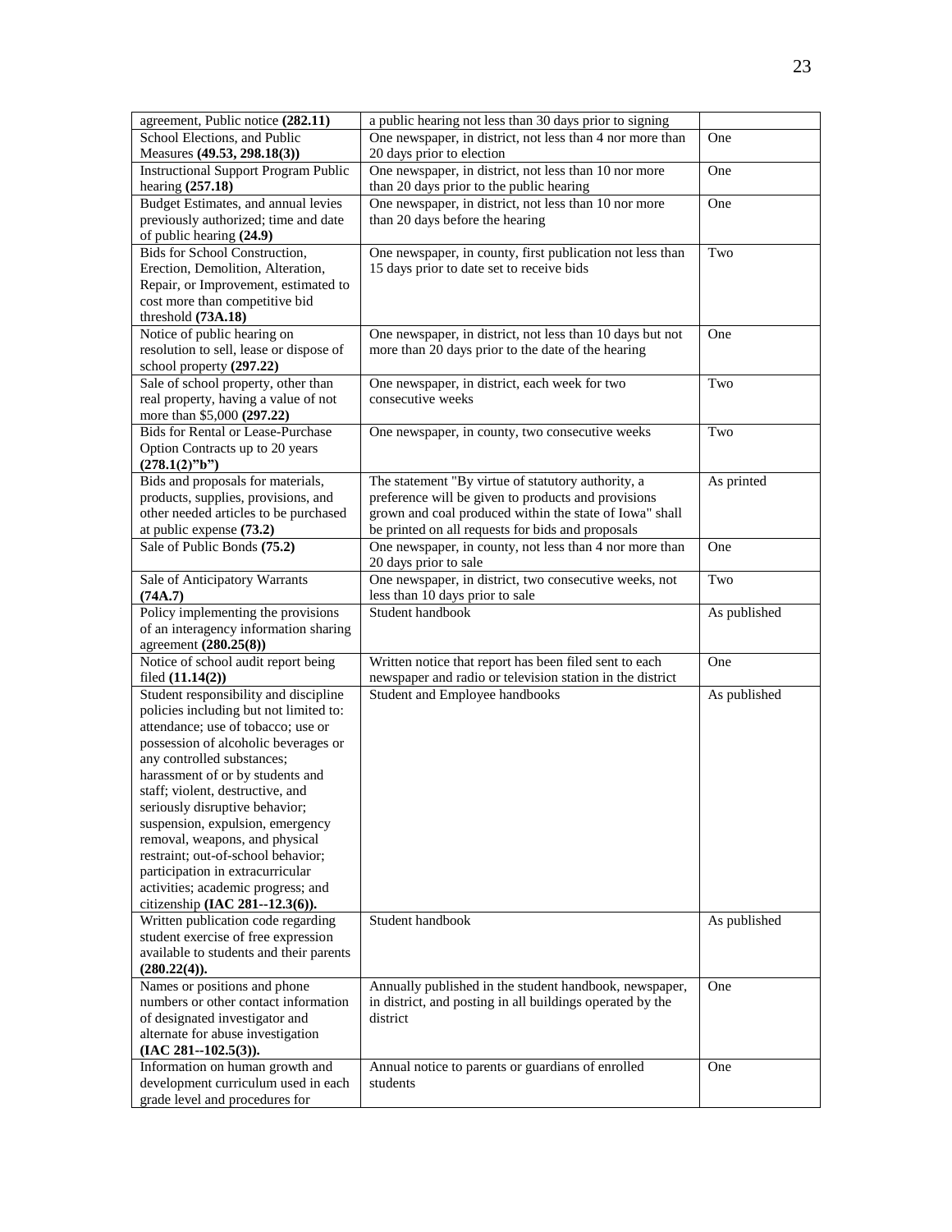| | | |
|---|---|---|
| agreement, Public notice **(282.11)** | a public hearing not less than 30 days prior to signing | |
| School Elections, and Public Measures **(49.53, 298.18(3))** | One newspaper, in district, not less than 4 nor more than 20 days prior to election | One |
| Instructional Support Program Public hearing **(257.18)** | One newspaper, in district, not less than 10 nor more than 20 days prior to the public hearing | One |
| Budget Estimates, and annual levies previously authorized; time and date of public hearing **(24.9)** | One newspaper, in district, not less than 10 nor more than 20 days before the hearing | One |
| Bids for School Construction, Erection, Demolition, Alteration, Repair, or Improvement, estimated to cost more than competitive bid threshold **(73A.18)** | One newspaper, in county, first publication not less than 15 days prior to date set to receive bids | Two |
| Notice of public hearing on resolution to sell, lease or dispose of school property **(297.22)** | One newspaper, in district, not less than 10 days but not more than 20 days prior to the date of the hearing | One |
| Sale of school property, other than real property, having a value of not more than $5,000 **(297.22)** | One newspaper, in district, each week for two consecutive weeks | Two |
| Bids for Rental or Lease-Purchase Option Contracts up to 20 years **(278.1(2)"b")** | One newspaper, in county, two consecutive weeks | Two |
| Bids and proposals for materials, products, supplies, provisions, and other needed articles to be purchased at public expense **(73.2)** | The statement "By virtue of statutory authority, a preference will be given to products and provisions grown and coal produced within the state of Iowa" shall be printed on all requests for bids and proposals | As printed |
| Sale of Public Bonds **(75.2)** | One newspaper, in county, not less than 4 nor more than 20 days prior to sale | One |
| Sale of Anticipatory Warrants **(74A.7)** | One newspaper, in district, two consecutive weeks, not less than 10 days prior to sale | Two |
| Policy implementing the provisions of an interagency information sharing agreement **(280.25(8))** | Student handbook | As published |
| Notice of school audit report being filed **(11.14(2))** | Written notice that report has been filed sent to each newspaper and radio or television station in the district | One |
| Student responsibility and discipline policies including but not limited to: attendance; use of tobacco; use or possession of alcoholic beverages or any controlled substances; harassment of or by students and staff; violent, destructive, and seriously disruptive behavior; suspension, expulsion, emergency removal, weapons, and physical restraint; out-of-school behavior; participation in extracurricular activities; academic progress; and citizenship **(IAC 281--12.3(6)).** | Student and Employee handbooks | As published |
| Written publication code regarding student exercise of free expression available to students and their parents **(280.22(4)).** | Student handbook | As published |
| Names or positions and phone numbers or other contact information of designated investigator and alternate for abuse investigation **(IAC 281--102.5(3)).** | Annually published in the student handbook, newspaper, in district, and posting in all buildings operated by the district | One |
| Information on human growth and development curriculum used in each grade level and procedures for | Annual notice to parents or guardians of enrolled students | One |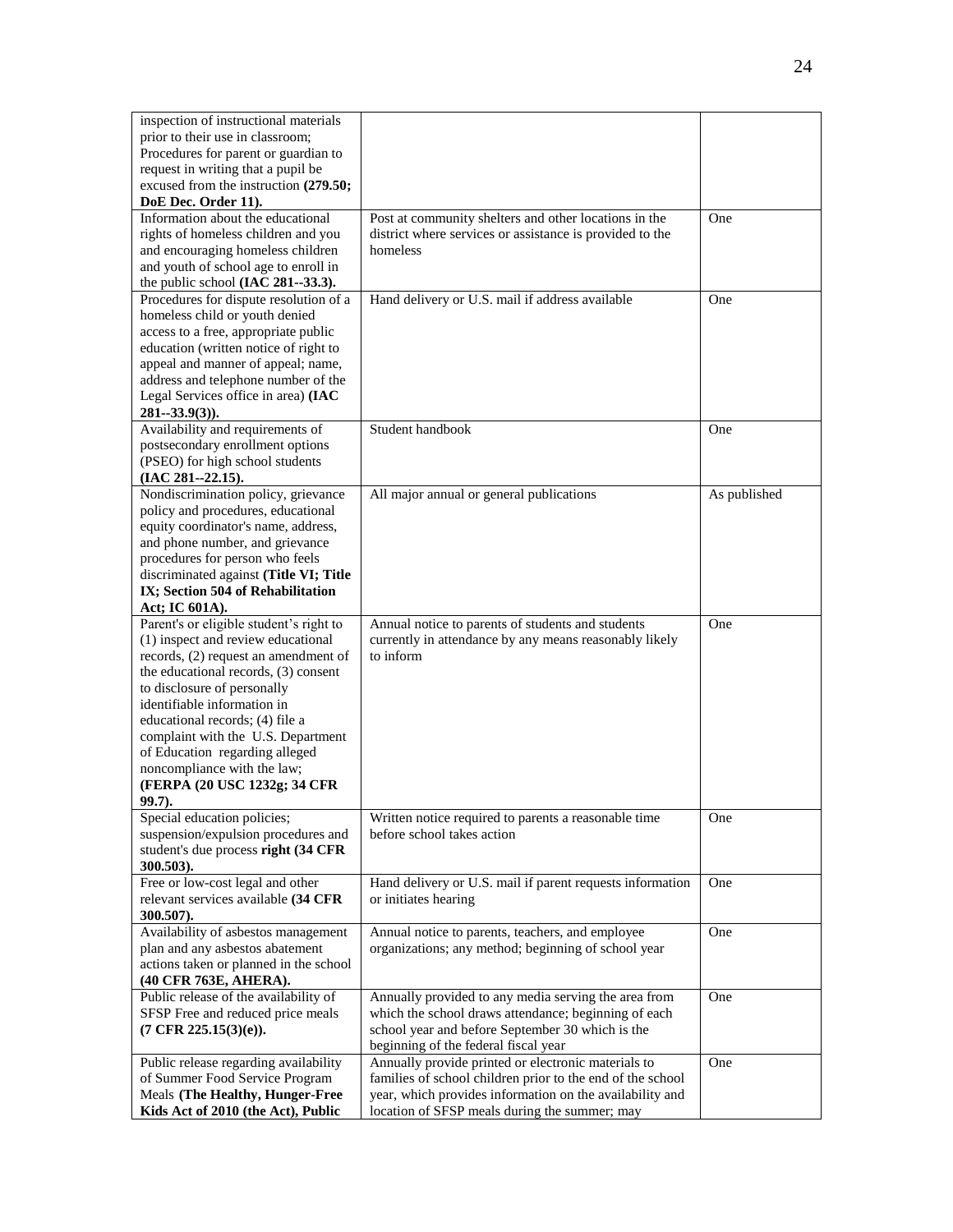| | | |
|---|---|---|
| inspection of instructional materials prior to their use in classroom; Procedures for parent or guardian to request in writing that a pupil be excused from the instruction **(279.50; DoE Dec. Order 11).** | | |
| Information about the educational rights of homeless children and you and encouraging homeless children and youth of school age to enroll in the public school **(IAC 281--33.3).** | Post at community shelters and other locations in the district where services or assistance is provided to the homeless | One |
| Procedures for dispute resolution of a homeless child or youth denied access to a free, appropriate public education (written notice of right to appeal and manner of appeal; name, address and telephone number of the Legal Services office in area) **(IAC 281--33.9(3)).** | Hand delivery or U.S. mail if address available | One |
| Availability and requirements of postsecondary enrollment options (PSEO) for high school students **(IAC 281--22.15).** | Student handbook | One |
| Nondiscrimination policy, grievance policy and procedures, educational equity coordinator's name, address, and phone number, and grievance procedures for person who feels discriminated against **(Title VI; Title IX; Section 504 of Rehabilitation Act; IC 601A).** | All major annual or general publications | As published |
| Parent's or eligible student's right to (1) inspect and review educational records, (2) request an amendment of the educational records, (3) consent to disclosure of personally identifiable information in educational records; (4) file a complaint with the U.S. Department of Education regarding alleged noncompliance with the law; **(FERPA (20 USC 1232g; 34 CFR 99.7).** | Annual notice to parents of students and students currently in attendance by any means reasonably likely to inform | One |
| Special education policies; suspension/expulsion procedures and student's due process **right (34 CFR 300.503).** | Written notice required to parents a reasonable time before school takes action | One |
| Free or low-cost legal and other relevant services available **(34 CFR 300.507).** | Hand delivery or U.S. mail if parent requests information or initiates hearing | One |
| Availability of asbestos management plan and any asbestos abatement actions taken or planned in the school **(40 CFR 763E, AHERA).** | Annual notice to parents, teachers, and employee organizations; any method; beginning of school year | One |
| Public release of the availability of SFSP Free and reduced price meals **(7 CFR 225.15(3)(e)).** | Annually provided to any media serving the area from which the school draws attendance; beginning of each school year and before September 30 which is the beginning of the federal fiscal year | One |
| Public release regarding availability of Summer Food Service Program Meals **(The Healthy, Hunger-Free Kids Act of 2010 (the Act), Public** | Annually provide printed or electronic materials to families of school children prior to the end of the school year, which provides information on the availability and location of SFSP meals during the summer; may | One |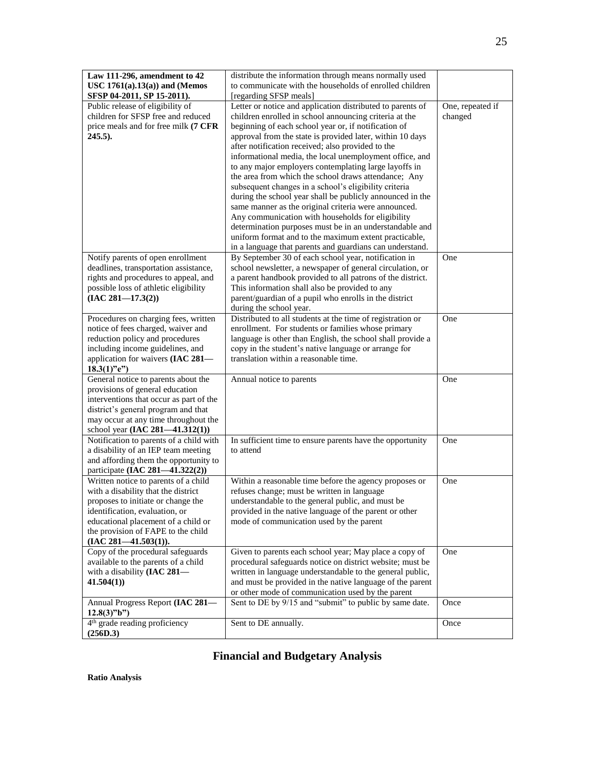| | | |
|---|---|---|
| **Law 111-296, amendment to 42 USC 1761(a).13(a)) and (Memos SFSP 04-2011, SP 15-2011).** | distribute the information through means normally used to communicate with the households of enrolled children [regarding SFSP meals] | |
| Public release of eligibility of children for SFSP free and reduced price meals and for free milk **(7 CFR 245.5).** | Letter or notice and application distributed to parents of children enrolled in school announcing criteria at the beginning of each school year or, if notification of approval from the state is provided later, within 10 days after notification received; also provided to the informational media, the local unemployment office, and to any major employers contemplating large layoffs in the area from which the school draws attendance; Any subsequent changes in a school's eligibility criteria during the school year shall be publicly announced in the same manner as the original criteria were announced. Any communication with households for eligibility determination purposes must be in an understandable and uniform format and to the maximum extent practicable, in a language that parents and guardians can understand. | One, repeated if changed |
| Notify parents of open enrollment deadlines, transportation assistance, rights and procedures to appeal, and possible loss of athletic eligibility **(IAC 281—17.3(2))** | By September 30 of each school year, notification in school newsletter, a newspaper of general circulation, or a parent handbook provided to all patrons of the district. This information shall also be provided to any parent/guardian of a pupil who enrolls in the district during the school year. | One |
| Procedures on charging fees, written notice of fees charged, waiver and reduction policy and procedures including income guidelines, and application for waivers **(IAC 281—18.3(1)"e")** | Distributed to all students at the time of registration or enrollment. For students or families whose primary language is other than English, the school shall provide a copy in the student's native language or arrange for translation within a reasonable time. | One |
| General notice to parents about the provisions of general education interventions that occur as part of the district's general program and that may occur at any time throughout the school year **(IAC 281—41.312(1))** | Annual notice to parents | One |
| Notification to parents of a child with a disability of an IEP team meeting and affording them the opportunity to participate **(IAC 281—41.322(2))** | In sufficient time to ensure parents have the opportunity to attend | One |
| Written notice to parents of a child with a disability that the district proposes to initiate or change the identification, evaluation, or educational placement of a child or the provision of FAPE to the child **(IAC 281—41.503(1)).** | Within a reasonable time before the agency proposes or refuses change; must be written in language understandable to the general public, and must be provided in the native language of the parent or other mode of communication used by the parent | One |
| Copy of the procedural safeguards available to the parents of a child with a disability **(IAC 281—41.504(1))** | Given to parents each school year; May place a copy of procedural safeguards notice on district website; must be written in language understandable to the general public, and must be provided in the native language of the parent or other mode of communication used by the parent | One |
| Annual Progress Report **(IAC 281—12.8(3)"b")** | Sent to DE by 9/15 and "submit" to public by same date. | Once |
| 4th grade reading proficiency **(256D.3)** | Sent to DE annually. | Once |

## Financial and Budgetary Analysis

**Ratio Analysis**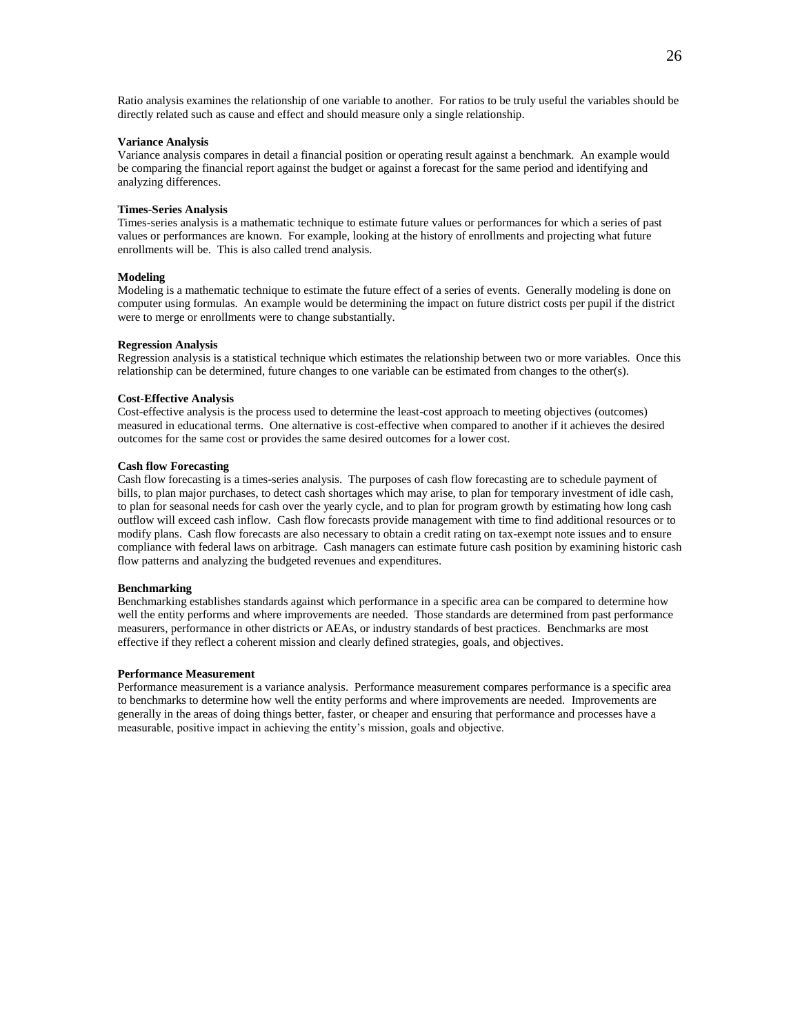Ratio analysis examines the relationship of one variable to another. For ratios to be truly useful the variables should be directly related such as cause and effect and should measure only a single relationship.

**Variance Analysis**
Variance analysis compares in detail a financial position or operating result against a benchmark. An example would be comparing the financial report against the budget or against a forecast for the same period and identifying and analyzing differences.

**Times-Series Analysis**
Times-series analysis is a mathematic technique to estimate future values or performances for which a series of past values or performances are known. For example, looking at the history of enrollments and projecting what future enrollments will be. This is also called trend analysis.

**Modeling**
Modeling is a mathematic technique to estimate the future effect of a series of events. Generally modeling is done on computer using formulas. An example would be determining the impact on future district costs per pupil if the district were to merge or enrollments were to change substantially.

**Regression Analysis**
Regression analysis is a statistical technique which estimates the relationship between two or more variables. Once this relationship can be determined, future changes to one variable can be estimated from changes to the other(s).

**Cost-Effective Analysis**
Cost-effective analysis is the process used to determine the least-cost approach to meeting objectives (outcomes) measured in educational terms. One alternative is cost-effective when compared to another if it achieves the desired outcomes for the same cost or provides the same desired outcomes for a lower cost.

**Cash flow Forecasting**
Cash flow forecasting is a times-series analysis. The purposes of cash flow forecasting are to schedule payment of bills, to plan major purchases, to detect cash shortages which may arise, to plan for temporary investment of idle cash, to plan for seasonal needs for cash over the yearly cycle, and to plan for program growth by estimating how long cash outflow will exceed cash inflow. Cash flow forecasts provide management with time to find additional resources or to modify plans. Cash flow forecasts are also necessary to obtain a credit rating on tax-exempt note issues and to ensure compliance with federal laws on arbitrage. Cash managers can estimate future cash position by examining historic cash flow patterns and analyzing the budgeted revenues and expenditures.

**Benchmarking**
Benchmarking establishes standards against which performance in a specific area can be compared to determine how well the entity performs and where improvements are needed. Those standards are determined from past performance measurers, performance in other districts or AEAs, or industry standards of best practices. Benchmarks are most effective if they reflect a coherent mission and clearly defined strategies, goals, and objectives.

**Performance Measurement**
Performance measurement is a variance analysis. Performance measurement compares performance is a specific area to benchmarks to determine how well the entity performs and where improvements are needed. Improvements are generally in the areas of doing things better, faster, or cheaper and ensuring that performance and processes have a measurable, positive impact in achieving the entity's mission, goals and objective.